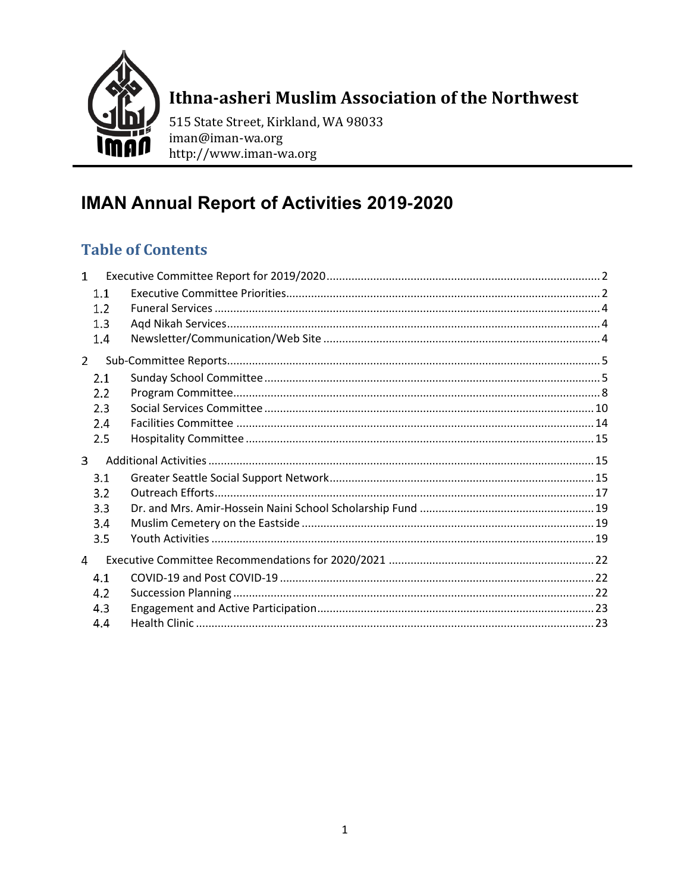# Ithna-asheri Muslim Association of the Northwest

515 State Street, Kirkland, WA 98033
iman@iman-wa.org
http://www.iman-wa.org

# IMAN Annual Report of Activities 2019-2020

## Table of Contents

1 Executive Committee Report for 2019/2020 ....... 2
- 1.1 Executive Committee Priorities ....... 2
- 1.2 Funeral Services ....... 4
- 1.3 Aqd Nikah Services ....... 4
- 1.4 Newsletter/Communication/Web Site ....... 4

2 Sub-Committee Reports ....... 5
- 2.1 Sunday School Committee ....... 5
- 2.2 Program Committee ....... 8
- 2.3 Social Services Committee ....... 10
- 2.4 Facilities Committee ....... 14
- 2.5 Hospitality Committee ....... 15

3 Additional Activities ....... 15
- 3.1 Greater Seattle Social Support Network ....... 15
- 3.2 Outreach Efforts ....... 17
- 3.3 Dr. and Mrs. Amir-Hossein Naini School Scholarship Fund ....... 19
- 3.4 Muslim Cemetery on the Eastside ....... 19
- 3.5 Youth Activities ....... 19

4 Executive Committee Recommendations for 2020/2021 ....... 22
- 4.1 COVID-19 and Post COVID-19 ....... 22
- 4.2 Succession Planning ....... 22
- 4.3 Engagement and Active Participation ....... 23
- 4.4 Health Clinic ....... 23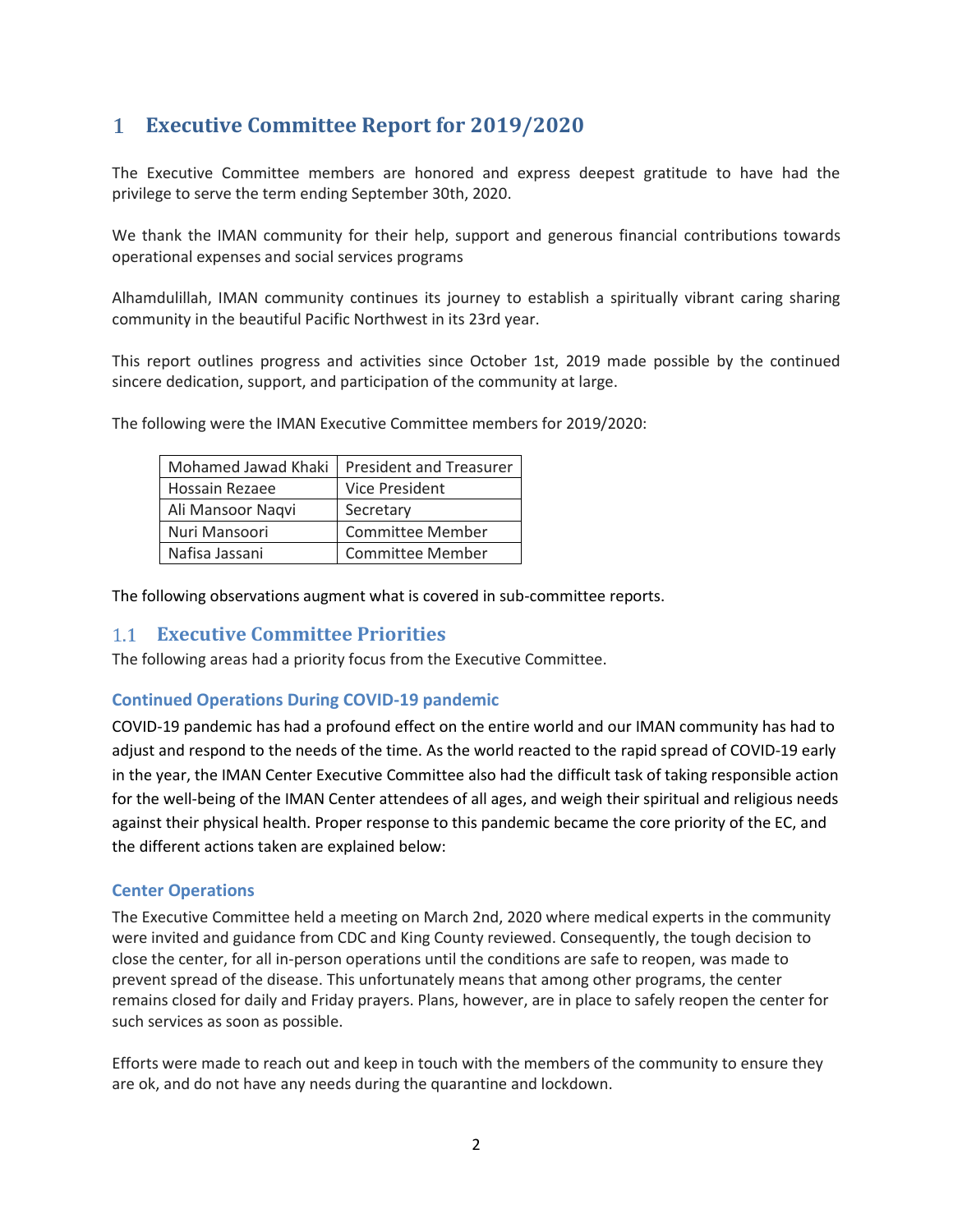# 1 Executive Committee Report for 2019/2020

The Executive Committee members are honored and express deepest gratitude to have had the privilege to serve the term ending September 30th, 2020.

We thank the IMAN community for their help, support and generous financial contributions towards operational expenses and social services programs

Alhamdulillah, IMAN community continues its journey to establish a spiritually vibrant caring sharing community in the beautiful Pacific Northwest in its 23rd year.

This report outlines progress and activities since October 1st, 2019 made possible by the continued sincere dedication, support, and participation of the community at large.

The following were the IMAN Executive Committee members for 2019/2020:

| Name | Role |
|---|---|
| Mohamed Jawad Khaki | President and Treasurer |
| Hossain Rezaee | Vice President |
| Ali Mansoor Naqvi | Secretary |
| Nuri Mansoori | Committee Member |
| Nafisa Jassani | Committee Member |

The following observations augment what is covered in sub-committee reports.

## 1.1 Executive Committee Priorities

The following areas had a priority focus from the Executive Committee.

### Continued Operations During COVID-19 pandemic

COVID-19 pandemic has had a profound effect on the entire world and our IMAN community has had to adjust and respond to the needs of the time. As the world reacted to the rapid spread of COVID-19 early in the year, the IMAN Center Executive Committee also had the difficult task of taking responsible action for the well-being of the IMAN Center attendees of all ages, and weigh their spiritual and religious needs against their physical health. Proper response to this pandemic became the core priority of the EC, and the different actions taken are explained below:

### Center Operations

The Executive Committee held a meeting on March 2nd, 2020 where medical experts in the community were invited and guidance from CDC and King County reviewed. Consequently, the tough decision to close the center, for all in-person operations until the conditions are safe to reopen, was made to prevent spread of the disease. This unfortunately means that among other programs, the center remains closed for daily and Friday prayers. Plans, however, are in place to safely reopen the center for such services as soon as possible.

Efforts were made to reach out and keep in touch with the members of the community to ensure they are ok, and do not have any needs during the quarantine and lockdown.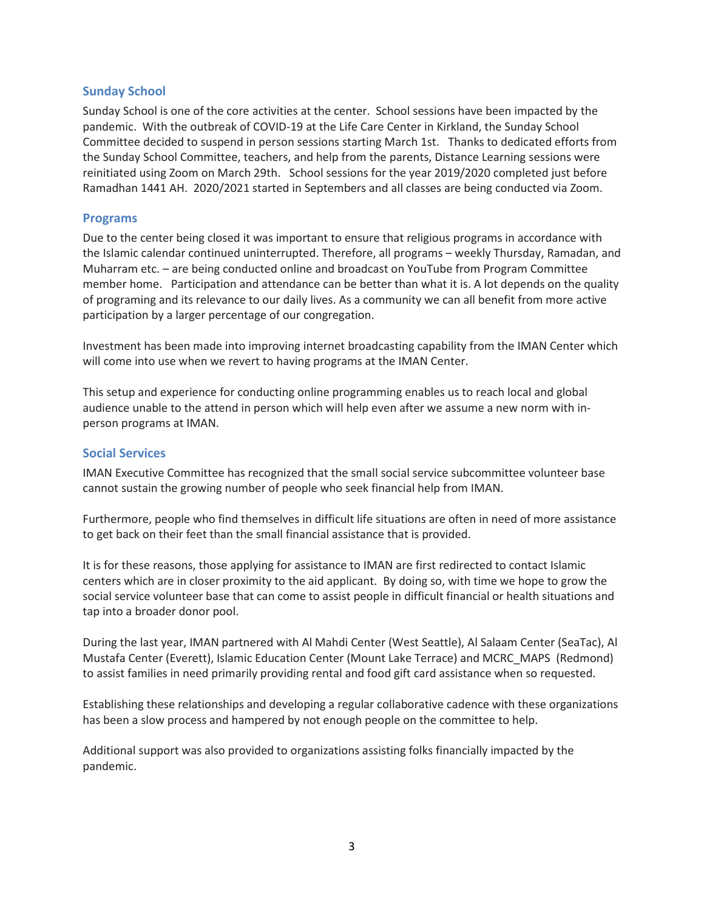## Sunday School

Sunday School is one of the core activities at the center. School sessions have been impacted by the pandemic. With the outbreak of COVID-19 at the Life Care Center in Kirkland, the Sunday School Committee decided to suspend in person sessions starting March 1st. Thanks to dedicated efforts from the Sunday School Committee, teachers, and help from the parents, Distance Learning sessions were reinitiated using Zoom on March 29th. School sessions for the year 2019/2020 completed just before Ramadhan 1441 AH. 2020/2021 started in Septembers and all classes are being conducted via Zoom.

## Programs

Due to the center being closed it was important to ensure that religious programs in accordance with the Islamic calendar continued uninterrupted. Therefore, all programs – weekly Thursday, Ramadan, and Muharram etc. – are being conducted online and broadcast on YouTube from Program Committee member home. Participation and attendance can be better than what it is. A lot depends on the quality of programing and its relevance to our daily lives. As a community we can all benefit from more active participation by a larger percentage of our congregation.

Investment has been made into improving internet broadcasting capability from the IMAN Center which will come into use when we revert to having programs at the IMAN Center.

This setup and experience for conducting online programming enables us to reach local and global audience unable to the attend in person which will help even after we assume a new norm with in-person programs at IMAN.

## Social Services

IMAN Executive Committee has recognized that the small social service subcommittee volunteer base cannot sustain the growing number of people who seek financial help from IMAN.

Furthermore, people who find themselves in difficult life situations are often in need of more assistance to get back on their feet than the small financial assistance that is provided.

It is for these reasons, those applying for assistance to IMAN are first redirected to contact Islamic centers which are in closer proximity to the aid applicant. By doing so, with time we hope to grow the social service volunteer base that can come to assist people in difficult financial or health situations and tap into a broader donor pool.

During the last year, IMAN partnered with Al Mahdi Center (West Seattle), Al Salaam Center (SeaTac), Al Mustafa Center (Everett), Islamic Education Center (Mount Lake Terrace) and MCRC_MAPS (Redmond) to assist families in need primarily providing rental and food gift card assistance when so requested.

Establishing these relationships and developing a regular collaborative cadence with these organizations has been a slow process and hampered by not enough people on the committee to help.

Additional support was also provided to organizations assisting folks financially impacted by the pandemic.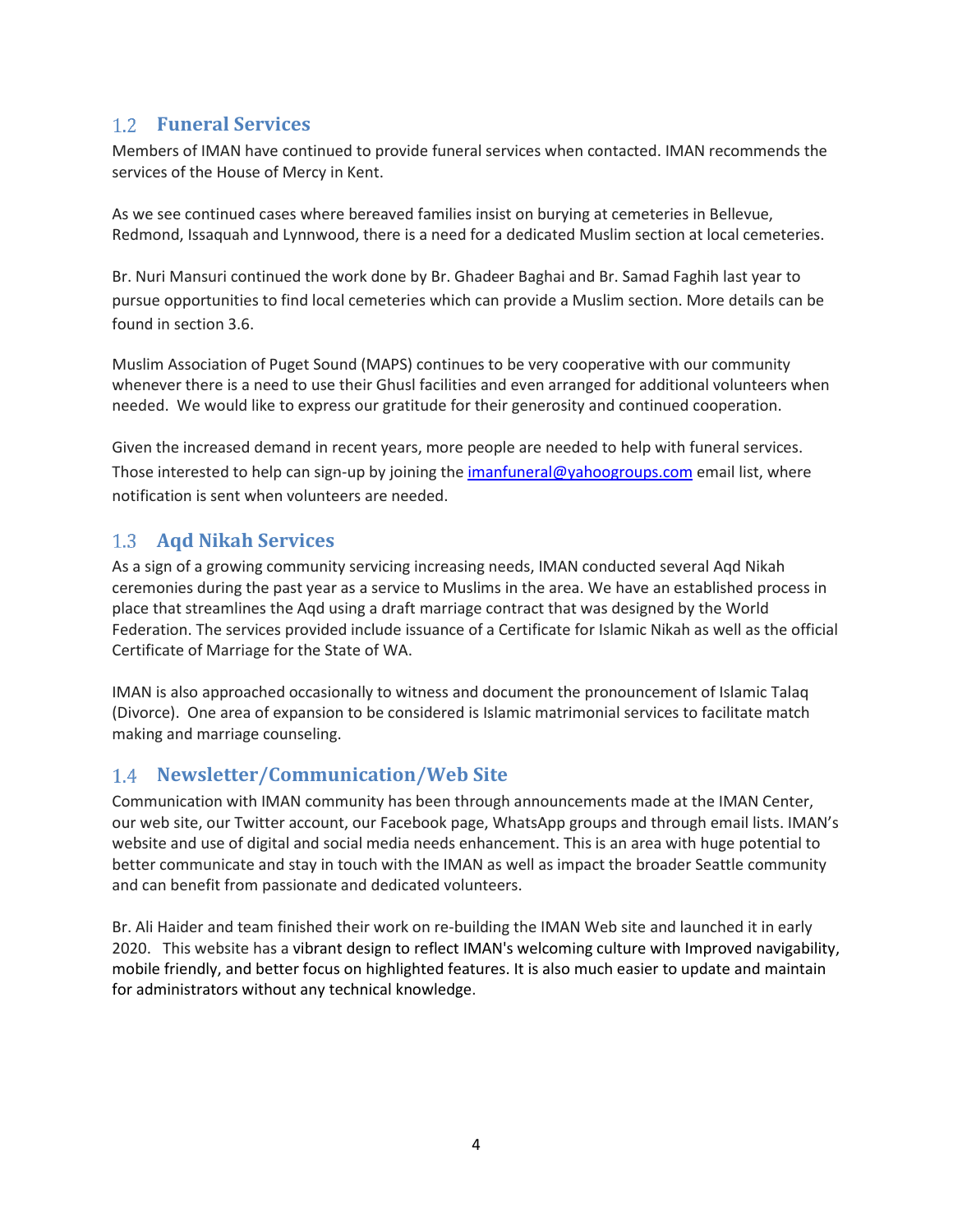## 1.2 Funeral Services

Members of IMAN have continued to provide funeral services when contacted. IMAN recommends the services of the House of Mercy in Kent.

As we see continued cases where bereaved families insist on burying at cemeteries in Bellevue, Redmond, Issaquah and Lynnwood, there is a need for a dedicated Muslim section at local cemeteries.

Br. Nuri Mansuri continued the work done by Br. Ghadeer Baghai and Br. Samad Faghih last year to pursue opportunities to find local cemeteries which can provide a Muslim section. More details can be found in section 3.6.

Muslim Association of Puget Sound (MAPS) continues to be very cooperative with our community whenever there is a need to use their Ghusl facilities and even arranged for additional volunteers when needed. We would like to express our gratitude for their generosity and continued cooperation.

Given the increased demand in recent years, more people are needed to help with funeral services. Those interested to help can sign-up by joining the imanfuneral@yahoogroups.com email list, where notification is sent when volunteers are needed.

## 1.3 Aqd Nikah Services

As a sign of a growing community servicing increasing needs, IMAN conducted several Aqd Nikah ceremonies during the past year as a service to Muslims in the area. We have an established process in place that streamlines the Aqd using a draft marriage contract that was designed by the World Federation. The services provided include issuance of a Certificate for Islamic Nikah as well as the official Certificate of Marriage for the State of WA.

IMAN is also approached occasionally to witness and document the pronouncement of Islamic Talaq (Divorce). One area of expansion to be considered is Islamic matrimonial services to facilitate match making and marriage counseling.

## 1.4 Newsletter/Communication/Web Site

Communication with IMAN community has been through announcements made at the IMAN Center, our web site, our Twitter account, our Facebook page, WhatsApp groups and through email lists. IMAN's website and use of digital and social media needs enhancement. This is an area with huge potential to better communicate and stay in touch with the IMAN as well as impact the broader Seattle community and can benefit from passionate and dedicated volunteers.

Br. Ali Haider and team finished their work on re-building the IMAN Web site and launched it in early 2020. This website has a vibrant design to reflect IMAN's welcoming culture with Improved navigability, mobile friendly, and better focus on highlighted features. It is also much easier to update and maintain for administrators without any technical knowledge.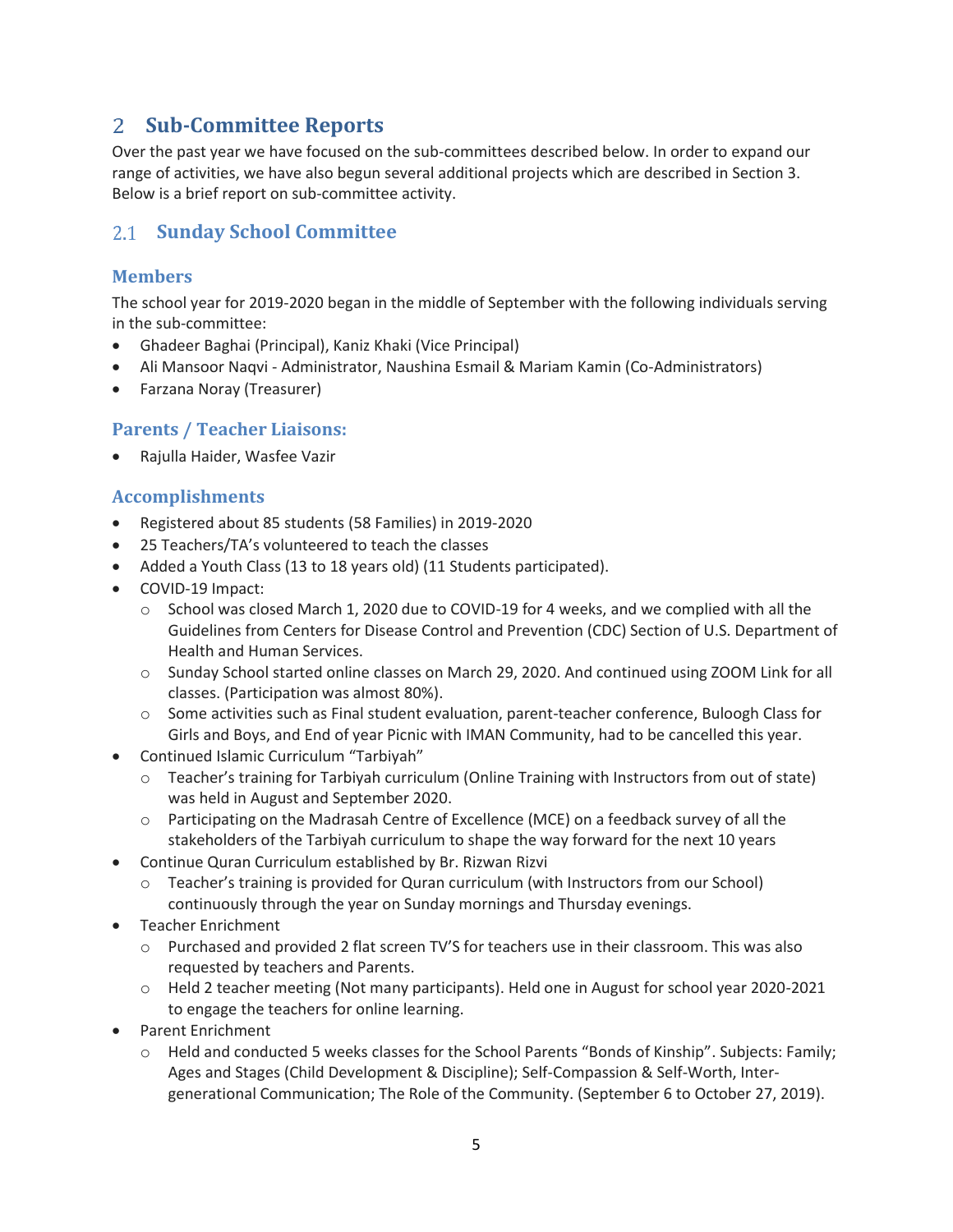# 2 Sub-Committee Reports

Over the past year we have focused on the sub-committees described below. In order to expand our range of activities, we have also begun several additional projects which are described in Section 3. Below is a brief report on sub-committee activity.

## 2.1 Sunday School Committee

### Members

The school year for 2019-2020 began in the middle of September with the following individuals serving in the sub-committee:

- Ghadeer Baghai (Principal), Kaniz Khaki (Vice Principal)
- Ali Mansoor Naqvi - Administrator, Naushina Esmail & Mariam Kamin (Co-Administrators)
- Farzana Noray (Treasurer)

### Parents / Teacher Liaisons:

- Rajulla Haider, Wasfee Vazir

### Accomplishments

- Registered about 85 students (58 Families) in 2019-2020
- 25 Teachers/TA's volunteered to teach the classes
- Added a Youth Class (13 to 18 years old) (11 Students participated).
- COVID-19 Impact:
  - School was closed March 1, 2020 due to COVID-19 for 4 weeks, and we complied with all the Guidelines from Centers for Disease Control and Prevention (CDC) Section of U.S. Department of Health and Human Services.
  - Sunday School started online classes on March 29, 2020. And continued using ZOOM Link for all classes. (Participation was almost 80%).
  - Some activities such as Final student evaluation, parent-teacher conference, Buloogh Class for Girls and Boys, and End of year Picnic with IMAN Community, had to be cancelled this year.
- Continued Islamic Curriculum "Tarbiyah"
  - Teacher's training for Tarbiyah curriculum (Online Training with Instructors from out of state) was held in August and September 2020.
  - Participating on the Madrasah Centre of Excellence (MCE) on a feedback survey of all the stakeholders of the Tarbiyah curriculum to shape the way forward for the next 10 years
- Continue Quran Curriculum established by Br. Rizwan Rizvi
  - Teacher's training is provided for Quran curriculum (with Instructors from our School) continuously through the year on Sunday mornings and Thursday evenings.
- Teacher Enrichment
  - Purchased and provided 2 flat screen TV'S for teachers use in their classroom. This was also requested by teachers and Parents.
  - Held 2 teacher meeting (Not many participants). Held one in August for school year 2020-2021 to engage the teachers for online learning.
- Parent Enrichment
  - Held and conducted 5 weeks classes for the School Parents "Bonds of Kinship". Subjects: Family; Ages and Stages (Child Development & Discipline); Self-Compassion & Self-Worth, Inter-generational Communication; The Role of the Community. (September 6 to October 27, 2019).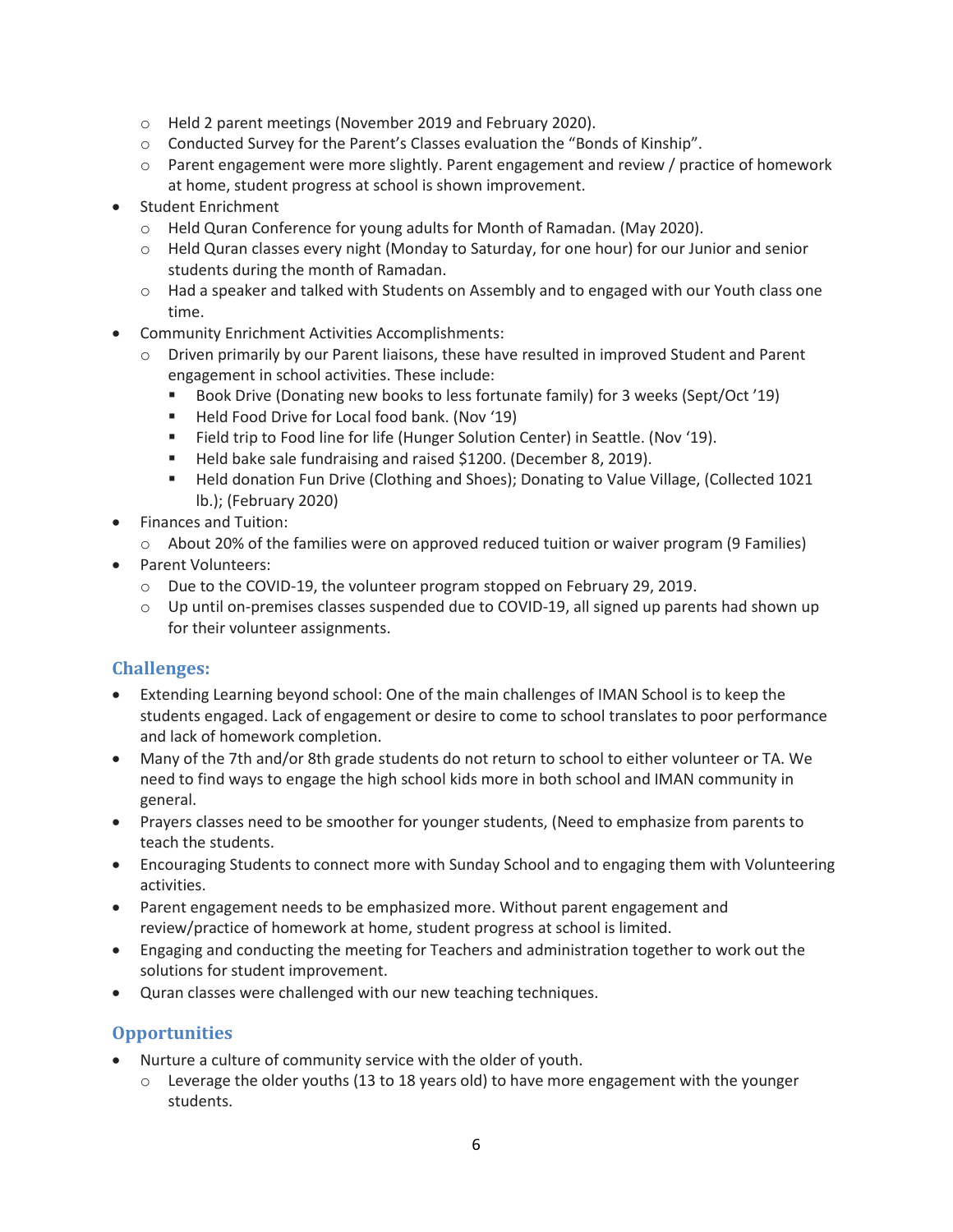- Held 2 parent meetings (November 2019 and February 2020).
    - Conducted Survey for the Parent's Classes evaluation the "Bonds of Kinship".
    - Parent engagement were more slightly. Parent engagement and review / practice of homework at home, student progress at school is shown improvement.
- Student Enrichment
    - Held Quran Conference for young adults for Month of Ramadan. (May 2020).
    - Held Quran classes every night (Monday to Saturday, for one hour) for our Junior and senior students during the month of Ramadan.
    - Had a speaker and talked with Students on Assembly and to engaged with our Youth class one time.
- Community Enrichment Activities Accomplishments:
    - Driven primarily by our Parent liaisons, these have resulted in improved Student and Parent engagement in school activities. These include:
        - Book Drive (Donating new books to less fortunate family) for 3 weeks (Sept/Oct '19)
        - Held Food Drive for Local food bank. (Nov '19)
        - Field trip to Food line for life (Hunger Solution Center) in Seattle. (Nov '19).
        - Held bake sale fundraising and raised $1200. (December 8, 2019).
        - Held donation Fun Drive (Clothing and Shoes); Donating to Value Village, (Collected 1021 lb.); (February 2020)
- Finances and Tuition:
    - About 20% of the families were on approved reduced tuition or waiver program (9 Families)
- Parent Volunteers:
    - Due to the COVID-19, the volunteer program stopped on February 29, 2019.
    - Up until on-premises classes suspended due to COVID-19, all signed up parents had shown up for their volunteer assignments.

## Challenges:

- Extending Learning beyond school: One of the main challenges of IMAN School is to keep the students engaged. Lack of engagement or desire to come to school translates to poor performance and lack of homework completion.
- Many of the 7th and/or 8th grade students do not return to school to either volunteer or TA. We need to find ways to engage the high school kids more in both school and IMAN community in general.
- Prayers classes need to be smoother for younger students, (Need to emphasize from parents to teach the students.
- Encouraging Students to connect more with Sunday School and to engaging them with Volunteering activities.
- Parent engagement needs to be emphasized more. Without parent engagement and review/practice of homework at home, student progress at school is limited.
- Engaging and conducting the meeting for Teachers and administration together to work out the solutions for student improvement.
- Quran classes were challenged with our new teaching techniques.

## Opportunities

- Nurture a culture of community service with the older of youth.
    - Leverage the older youths (13 to 18 years old) to have more engagement with the younger students.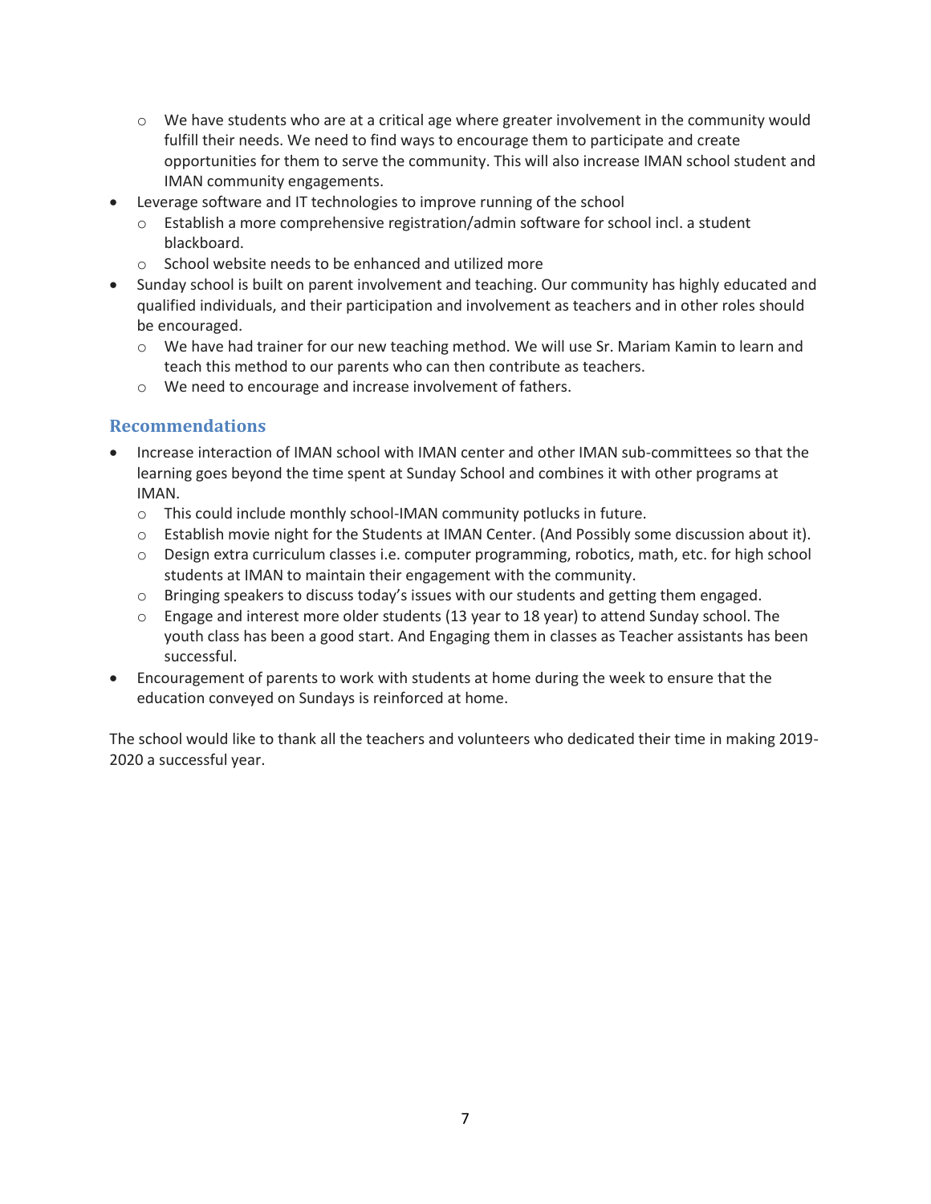- We have students who are at a critical age where greater involvement in the community would fulfill their needs. We need to find ways to encourage them to participate and create opportunities for them to serve the community. This will also increase IMAN school student and IMAN community engagements.
- Leverage software and IT technologies to improve running of the school
  - Establish a more comprehensive registration/admin software for school incl. a student blackboard.
  - School website needs to be enhanced and utilized more
- Sunday school is built on parent involvement and teaching. Our community has highly educated and qualified individuals, and their participation and involvement as teachers and in other roles should be encouraged.
  - We have had trainer for our new teaching method. We will use Sr. Mariam Kamin to learn and teach this method to our parents who can then contribute as teachers.
  - We need to encourage and increase involvement of fathers.

## Recommendations

- Increase interaction of IMAN school with IMAN center and other IMAN sub-committees so that the learning goes beyond the time spent at Sunday School and combines it with other programs at IMAN.
  - This could include monthly school-IMAN community potlucks in future.
  - Establish movie night for the Students at IMAN Center. (And Possibly some discussion about it).
  - Design extra curriculum classes i.e. computer programming, robotics, math, etc. for high school students at IMAN to maintain their engagement with the community.
  - Bringing speakers to discuss today's issues with our students and getting them engaged.
  - Engage and interest more older students (13 year to 18 year) to attend Sunday school. The youth class has been a good start. And Engaging them in classes as Teacher assistants has been successful.
- Encouragement of parents to work with students at home during the week to ensure that the education conveyed on Sundays is reinforced at home.

The school would like to thank all the teachers and volunteers who dedicated their time in making 2019-2020 a successful year.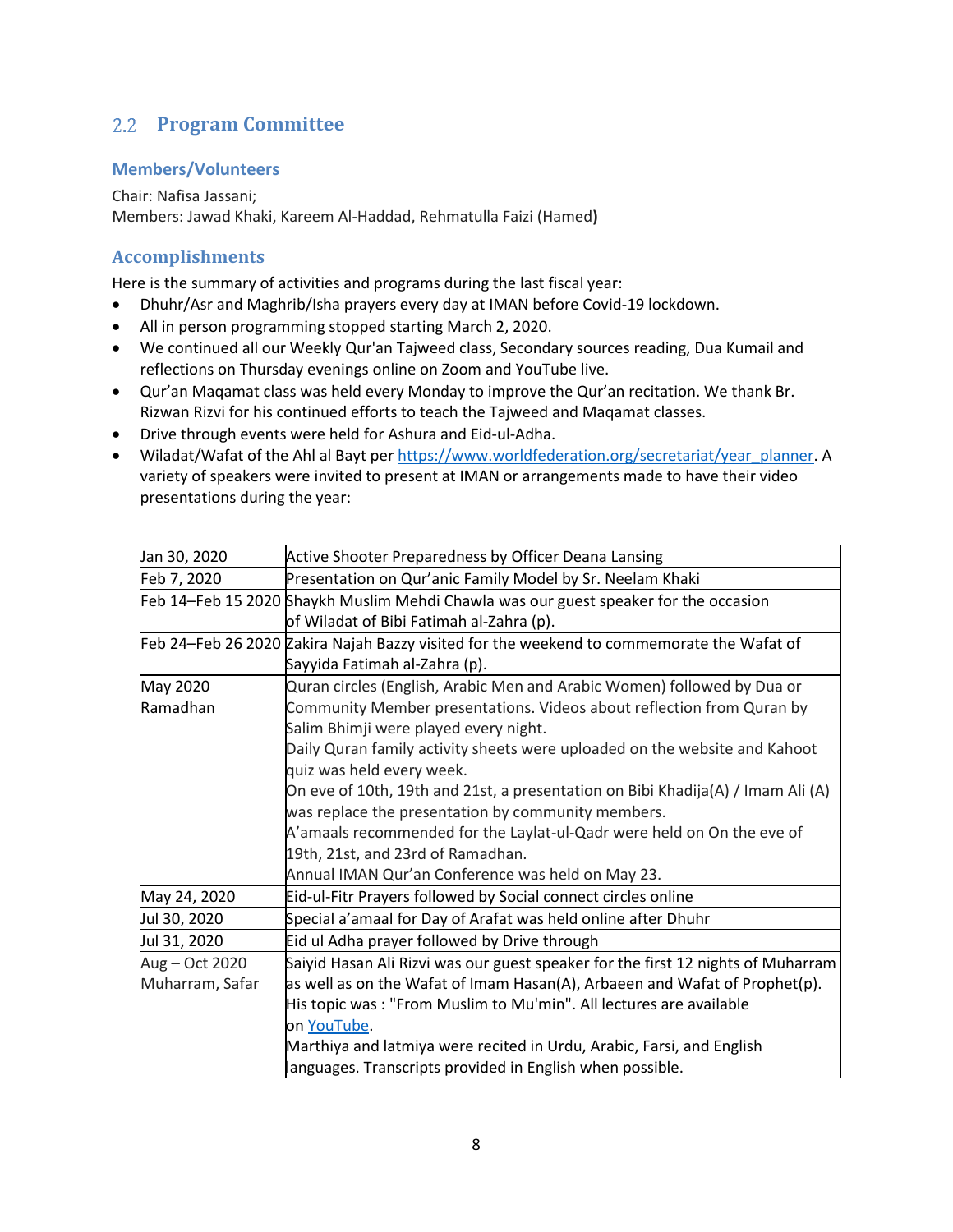## 2.2 Program Committee

### Members/Volunteers

Chair: Nafisa Jassani;
Members: Jawad Khaki, Kareem Al-Haddad, Rehmatulla Faizi (Hamed**)**

### Accomplishments

Here is the summary of activities and programs during the last fiscal year:

- Dhuhr/Asr and Maghrib/Isha prayers every day at IMAN before Covid-19 lockdown.
- All in person programming stopped starting March 2, 2020.
- We continued all our Weekly Qur'an Tajweed class, Secondary sources reading, Dua Kumail and reflections on Thursday evenings online on Zoom and YouTube live.
- Qur'an Maqamat class was held every Monday to improve the Qur'an recitation. We thank Br. Rizwan Rizvi for his continued efforts to teach the Tajweed and Maqamat classes.
- Drive through events were held for Ashura and Eid-ul-Adha.
- Wiladat/Wafat of the Ahl al Bayt per https://www.worldfederation.org/secretariat/year_planner. A variety of speakers were invited to present at IMAN or arrangements made to have their video presentations during the year:

| | |
|---|---|
| Jan 30, 2020 | Active Shooter Preparedness by Officer Deana Lansing |
| Feb 7, 2020 | Presentation on Qur'anic Family Model by Sr. Neelam Khaki |
| Feb 14–Feb 15 2020 | Shaykh Muslim Mehdi Chawla was our guest speaker for the occasion of Wiladat of Bibi Fatimah al-Zahra (p). |
| Feb 24–Feb 26 2020 | Zakira Najah Bazzy visited for the weekend to commemorate the Wafat of Sayyida Fatimah al-Zahra (p). |
| May 2020 Ramadhan | Quran circles (English, Arabic Men and Arabic Women) followed by Dua or Community Member presentations. Videos about reflection from Quran by Salim Bhimji were played every night.<br>Daily Quran family activity sheets were uploaded on the website and Kahoot quiz was held every week.<br>On eve of 10th, 19th and 21st, a presentation on Bibi Khadija(A) / Imam Ali (A) was replace the presentation by community members.<br>A'amaals recommended for the Laylat-ul-Qadr were held on On the eve of 19th, 21st, and 23rd of Ramadhan.<br>Annual IMAN Qur'an Conference was held on May 23. |
| May 24, 2020 | Eid-ul-Fitr Prayers followed by Social connect circles online |
| Jul 30, 2020 | Special a'amaal for Day of Arafat was held online after Dhuhr |
| Jul 31, 2020 | Eid ul Adha prayer followed by Drive through |
| Aug – Oct 2020 Muharram, Safar | Saiyid Hasan Ali Rizvi was our guest speaker for the first 12 nights of Muharram as well as on the Wafat of Imam Hasan(A), Arbaeen and Wafat of Prophet(p). His topic was : "From Muslim to Mu'min". All lectures are available on YouTube.<br>Marthiya and latmiya were recited in Urdu, Arabic, Farsi, and English languages. Transcripts provided in English when possible. |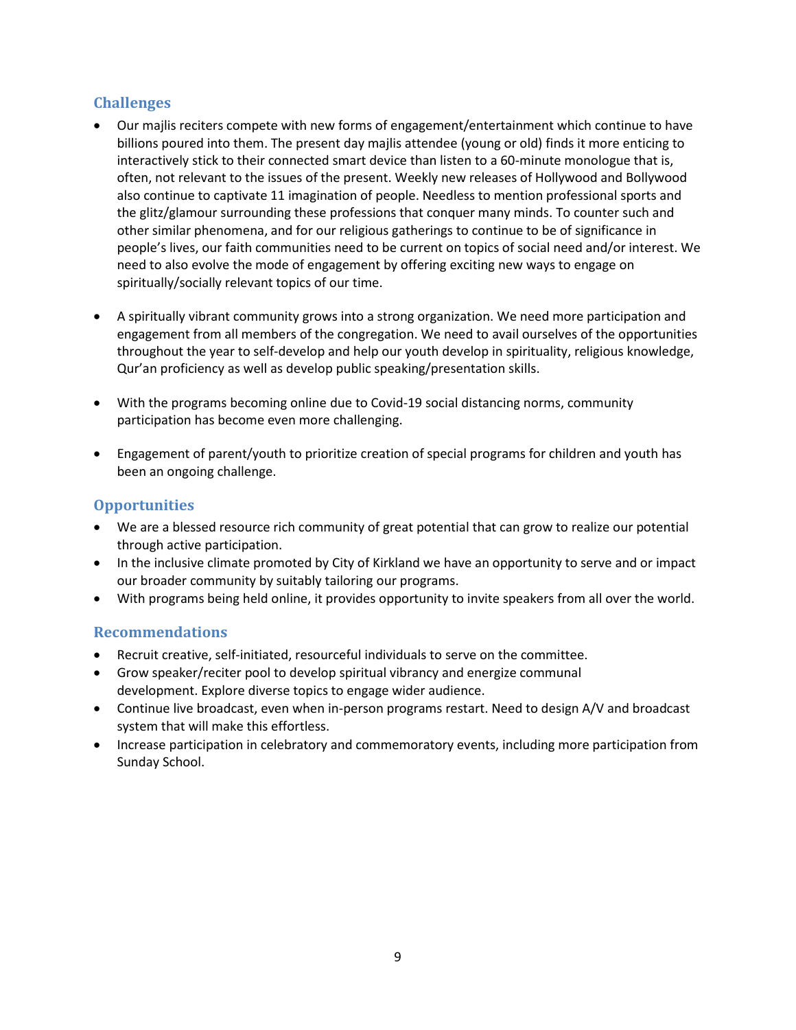## Challenges

- Our majlis reciters compete with new forms of engagement/entertainment which continue to have billions poured into them. The present day majlis attendee (young or old) finds it more enticing to interactively stick to their connected smart device than listen to a 60-minute monologue that is, often, not relevant to the issues of the present. Weekly new releases of Hollywood and Bollywood also continue to captivate 11 imagination of people. Needless to mention professional sports and the glitz/glamour surrounding these professions that conquer many minds. To counter such and other similar phenomena, and for our religious gatherings to continue to be of significance in people's lives, our faith communities need to be current on topics of social need and/or interest. We need to also evolve the mode of engagement by offering exciting new ways to engage on spiritually/socially relevant topics of our time.

- A spiritually vibrant community grows into a strong organization. We need more participation and engagement from all members of the congregation. We need to avail ourselves of the opportunities throughout the year to self-develop and help our youth develop in spirituality, religious knowledge, Qur'an proficiency as well as develop public speaking/presentation skills.

- With the programs becoming online due to Covid-19 social distancing norms, community participation has become even more challenging.

- Engagement of parent/youth to prioritize creation of special programs for children and youth has been an ongoing challenge.

## Opportunities

- We are a blessed resource rich community of great potential that can grow to realize our potential through active participation.
- In the inclusive climate promoted by City of Kirkland we have an opportunity to serve and or impact our broader community by suitably tailoring our programs.
- With programs being held online, it provides opportunity to invite speakers from all over the world.

## Recommendations

- Recruit creative, self-initiated, resourceful individuals to serve on the committee.
- Grow speaker/reciter pool to develop spiritual vibrancy and energize communal development. Explore diverse topics to engage wider audience.
- Continue live broadcast, even when in-person programs restart. Need to design A/V and broadcast system that will make this effortless.
- Increase participation in celebratory and commemoratory events, including more participation from Sunday School.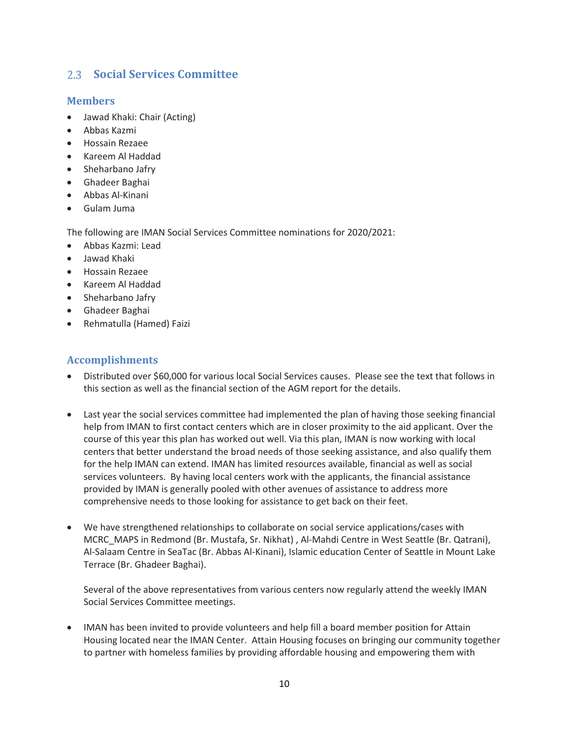## 2.3 Social Services Committee

### Members

- Jawad Khaki: Chair (Acting)
- Abbas Kazmi
- Hossain Rezaee
- Kareem Al Haddad
- Sheharbano Jafry
- Ghadeer Baghai
- Abbas Al-Kinani
- Gulam Juma

The following are IMAN Social Services Committee nominations for 2020/2021:

- Abbas Kazmi: Lead
- Jawad Khaki
- Hossain Rezaee
- Kareem Al Haddad
- Sheharbano Jafry
- Ghadeer Baghai
- Rehmatulla (Hamed) Faizi

### Accomplishments

- Distributed over $60,000 for various local Social Services causes. Please see the text that follows in this section as well as the financial section of the AGM report for the details.

- Last year the social services committee had implemented the plan of having those seeking financial help from IMAN to first contact centers which are in closer proximity to the aid applicant. Over the course of this year this plan has worked out well. Via this plan, IMAN is now working with local centers that better understand the broad needs of those seeking assistance, and also qualify them for the help IMAN can extend. IMAN has limited resources available, financial as well as social services volunteers. By having local centers work with the applicants, the financial assistance provided by IMAN is generally pooled with other avenues of assistance to address more comprehensive needs to those looking for assistance to get back on their feet.

- We have strengthened relationships to collaborate on social service applications/cases with MCRC_MAPS in Redmond (Br. Mustafa, Sr. Nikhat) , Al-Mahdi Centre in West Seattle (Br. Qatrani), Al-Salaam Centre in SeaTac (Br. Abbas Al-Kinani), Islamic education Center of Seattle in Mount Lake Terrace (Br. Ghadeer Baghai).

  Several of the above representatives from various centers now regularly attend the weekly IMAN Social Services Committee meetings.

- IMAN has been invited to provide volunteers and help fill a board member position for Attain Housing located near the IMAN Center. Attain Housing focuses on bringing our community together to partner with homeless families by providing affordable housing and empowering them with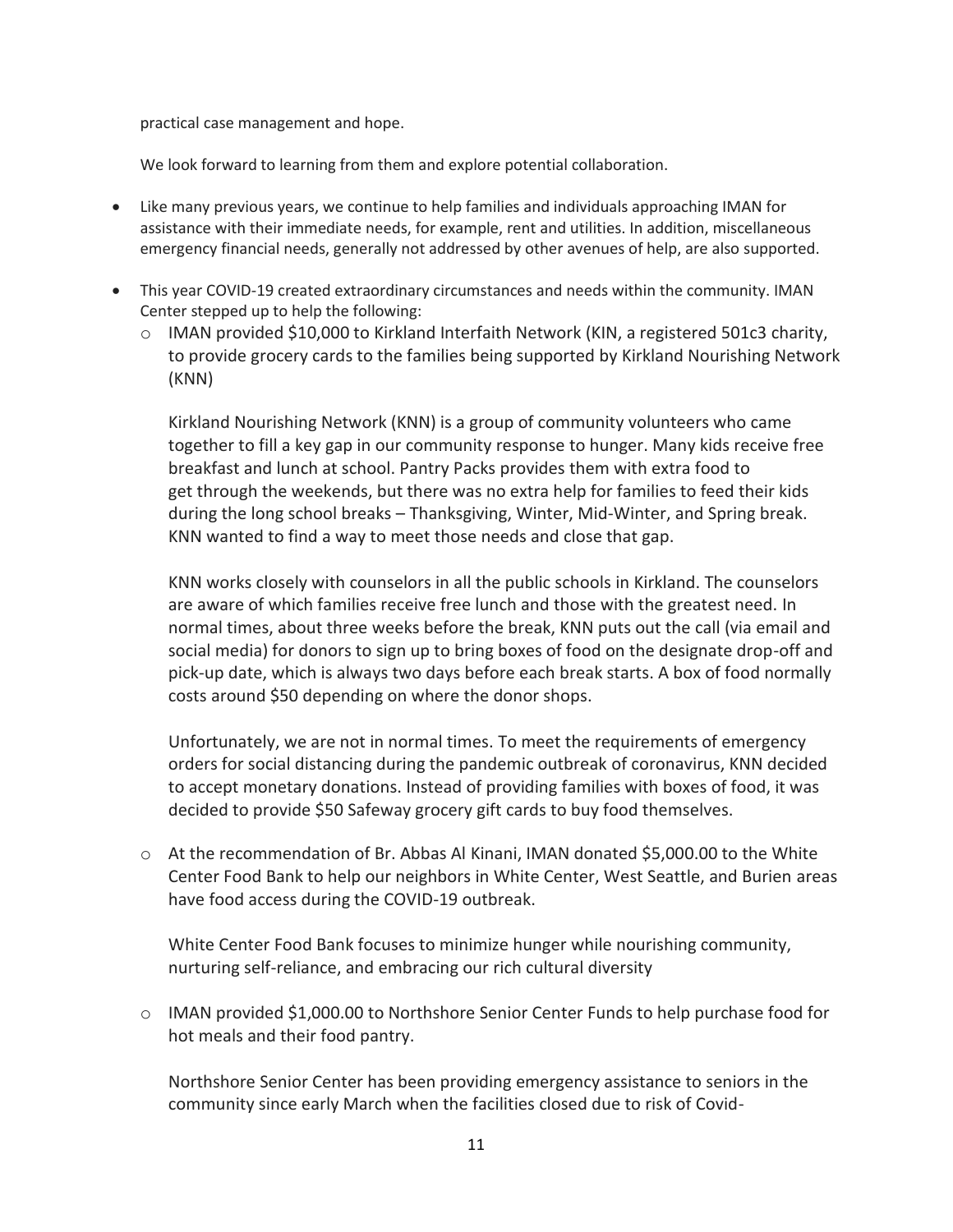practical case management and hope.

We look forward to learning from them and explore potential collaboration.

- Like many previous years, we continue to help families and individuals approaching IMAN for assistance with their immediate needs, for example, rent and utilities. In addition, miscellaneous emergency financial needs, generally not addressed by other avenues of help, are also supported.

- This year COVID-19 created extraordinary circumstances and needs within the community. IMAN Center stepped up to help the following:
  - IMAN provided $10,000 to Kirkland Interfaith Network (KIN, a registered 501c3 charity, to provide grocery cards to the families being supported by Kirkland Nourishing Network (KNN)

    Kirkland Nourishing Network (KNN) is a group of community volunteers who came together to fill a key gap in our community response to hunger. Many kids receive free breakfast and lunch at school. Pantry Packs provides them with extra food to get through the weekends, but there was no extra help for families to feed their kids during the long school breaks – Thanksgiving, Winter, Mid-Winter, and Spring break. KNN wanted to find a way to meet those needs and close that gap.

    KNN works closely with counselors in all the public schools in Kirkland. The counselors are aware of which families receive free lunch and those with the greatest need. In normal times, about three weeks before the break, KNN puts out the call (via email and social media) for donors to sign up to bring boxes of food on the designate drop-off and pick-up date, which is always two days before each break starts. A box of food normally costs around $50 depending on where the donor shops.

    Unfortunately, we are not in normal times. To meet the requirements of emergency orders for social distancing during the pandemic outbreak of coronavirus, KNN decided to accept monetary donations. Instead of providing families with boxes of food, it was decided to provide $50 Safeway grocery gift cards to buy food themselves.

  - At the recommendation of Br. Abbas Al Kinani, IMAN donated $5,000.00 to the White Center Food Bank to help our neighbors in White Center, West Seattle, and Burien areas have food access during the COVID-19 outbreak.

    White Center Food Bank focuses to minimize hunger while nourishing community, nurturing self-reliance, and embracing our rich cultural diversity

  - IMAN provided $1,000.00 to Northshore Senior Center Funds to help purchase food for hot meals and their food pantry.

    Northshore Senior Center has been providing emergency assistance to seniors in the community since early March when the facilities closed due to risk of Covid-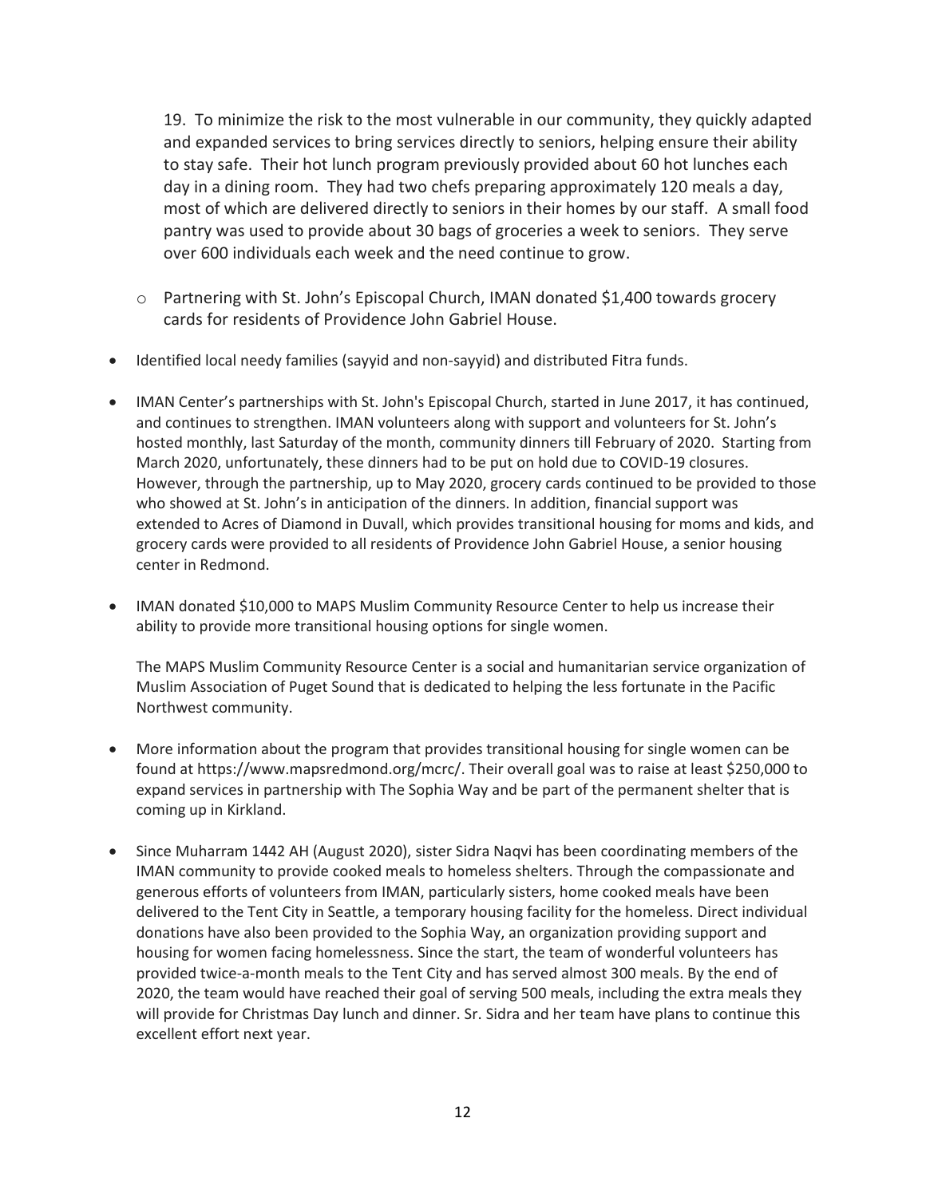19. To minimize the risk to the most vulnerable in our community, they quickly adapted and expanded services to bring services directly to seniors, helping ensure their ability to stay safe. Their hot lunch program previously provided about 60 hot lunches each day in a dining room. They had two chefs preparing approximately 120 meals a day, most of which are delivered directly to seniors in their homes by our staff. A small food pantry was used to provide about 30 bags of groceries a week to seniors. They serve over 600 individuals each week and the need continue to grow.

- Partnering with St. John's Episcopal Church, IMAN donated $1,400 towards grocery cards for residents of Providence John Gabriel House.

- Identified local needy families (sayyid and non-sayyid) and distributed Fitra funds.

- IMAN Center's partnerships with St. John's Episcopal Church, started in June 2017, it has continued, and continues to strengthen. IMAN volunteers along with support and volunteers for St. John's hosted monthly, last Saturday of the month, community dinners till February of 2020. Starting from March 2020, unfortunately, these dinners had to be put on hold due to COVID-19 closures. However, through the partnership, up to May 2020, grocery cards continued to be provided to those who showed at St. John's in anticipation of the dinners. In addition, financial support was extended to Acres of Diamond in Duvall, which provides transitional housing for moms and kids, and grocery cards were provided to all residents of Providence John Gabriel House, a senior housing center in Redmond.

- IMAN donated $10,000 to MAPS Muslim Community Resource Center to help us increase their ability to provide more transitional housing options for single women.

  The MAPS Muslim Community Resource Center is a social and humanitarian service organization of Muslim Association of Puget Sound that is dedicated to helping the less fortunate in the Pacific Northwest community.

- More information about the program that provides transitional housing for single women can be found at https://www.mapsredmond.org/mcrc/. Their overall goal was to raise at least $250,000 to expand services in partnership with The Sophia Way and be part of the permanent shelter that is coming up in Kirkland.

- Since Muharram 1442 AH (August 2020), sister Sidra Naqvi has been coordinating members of the IMAN community to provide cooked meals to homeless shelters. Through the compassionate and generous efforts of volunteers from IMAN, particularly sisters, home cooked meals have been delivered to the Tent City in Seattle, a temporary housing facility for the homeless. Direct individual donations have also been provided to the Sophia Way, an organization providing support and housing for women facing homelessness. Since the start, the team of wonderful volunteers has provided twice-a-month meals to the Tent City and has served almost 300 meals. By the end of 2020, the team would have reached their goal of serving 500 meals, including the extra meals they will provide for Christmas Day lunch and dinner. Sr. Sidra and her team have plans to continue this excellent effort next year.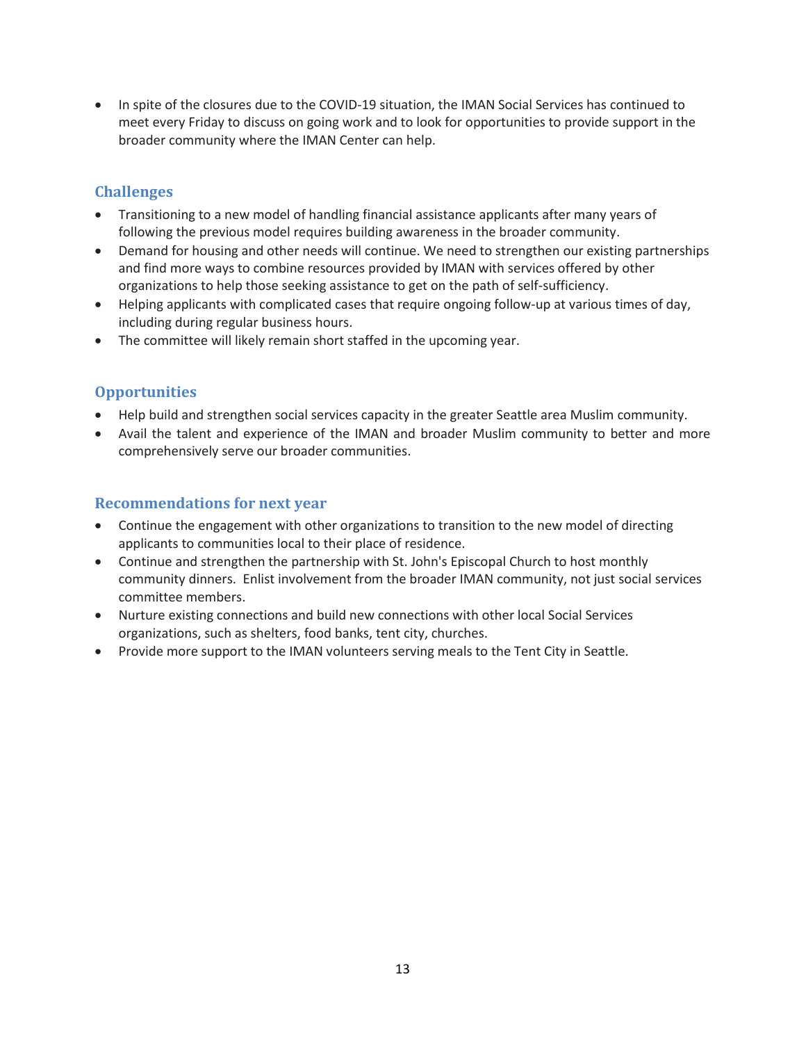- In spite of the closures due to the COVID-19 situation, the IMAN Social Services has continued to meet every Friday to discuss on going work and to look for opportunities to provide support in the broader community where the IMAN Center can help.

## Challenges

- Transitioning to a new model of handling financial assistance applicants after many years of following the previous model requires building awareness in the broader community.
- Demand for housing and other needs will continue. We need to strengthen our existing partnerships and find more ways to combine resources provided by IMAN with services offered by other organizations to help those seeking assistance to get on the path of self-sufficiency.
- Helping applicants with complicated cases that require ongoing follow-up at various times of day, including during regular business hours.
- The committee will likely remain short staffed in the upcoming year.

## Opportunities

- Help build and strengthen social services capacity in the greater Seattle area Muslim community.
- Avail the talent and experience of the IMAN and broader Muslim community to better and more comprehensively serve our broader communities.

## Recommendations for next year

- Continue the engagement with other organizations to transition to the new model of directing applicants to communities local to their place of residence.
- Continue and strengthen the partnership with St. John's Episcopal Church to host monthly community dinners. Enlist involvement from the broader IMAN community, not just social services committee members.
- Nurture existing connections and build new connections with other local Social Services organizations, such as shelters, food banks, tent city, churches.
- Provide more support to the IMAN volunteers serving meals to the Tent City in Seattle.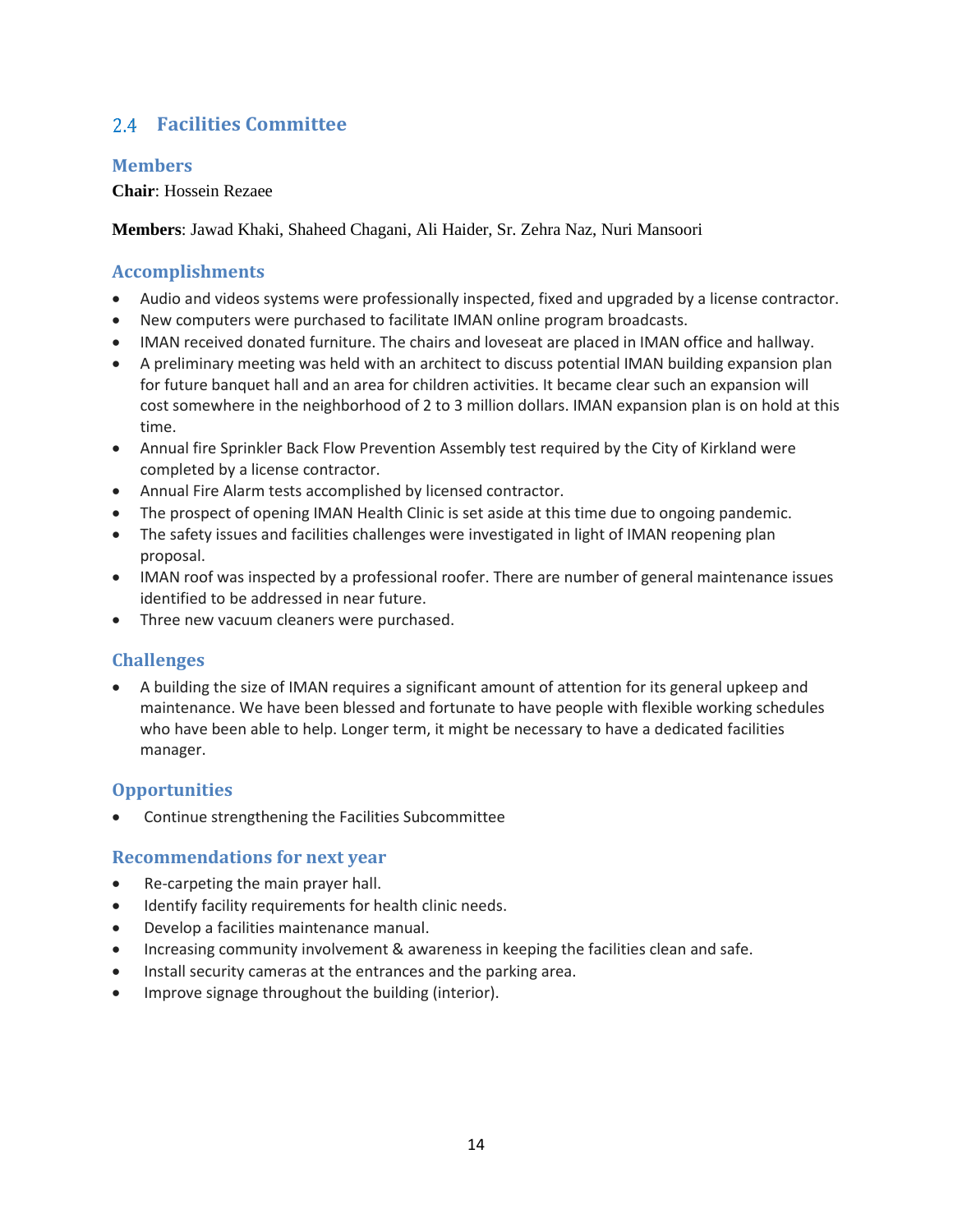## 2.4 Facilities Committee

### Members

**Chair**: Hossein Rezaee

**Members**: Jawad Khaki, Shaheed Chagani, Ali Haider, Sr. Zehra Naz, Nuri Mansoori

### Accomplishments

- Audio and videos systems were professionally inspected, fixed and upgraded by a license contractor.
- New computers were purchased to facilitate IMAN online program broadcasts.
- IMAN received donated furniture. The chairs and loveseat are placed in IMAN office and hallway.
- A preliminary meeting was held with an architect to discuss potential IMAN building expansion plan for future banquet hall and an area for children activities. It became clear such an expansion will cost somewhere in the neighborhood of 2 to 3 million dollars. IMAN expansion plan is on hold at this time.
- Annual fire Sprinkler Back Flow Prevention Assembly test required by the City of Kirkland were completed by a license contractor.
- Annual Fire Alarm tests accomplished by licensed contractor.
- The prospect of opening IMAN Health Clinic is set aside at this time due to ongoing pandemic.
- The safety issues and facilities challenges were investigated in light of IMAN reopening plan proposal.
- IMAN roof was inspected by a professional roofer. There are number of general maintenance issues identified to be addressed in near future.
- Three new vacuum cleaners were purchased.

### Challenges

- A building the size of IMAN requires a significant amount of attention for its general upkeep and maintenance. We have been blessed and fortunate to have people with flexible working schedules who have been able to help. Longer term, it might be necessary to have a dedicated facilities manager.

### Opportunities

- Continue strengthening the Facilities Subcommittee

### Recommendations for next year

- Re-carpeting the main prayer hall.
- Identify facility requirements for health clinic needs.
- Develop a facilities maintenance manual.
- Increasing community involvement & awareness in keeping the facilities clean and safe.
- Install security cameras at the entrances and the parking area.
- Improve signage throughout the building (interior).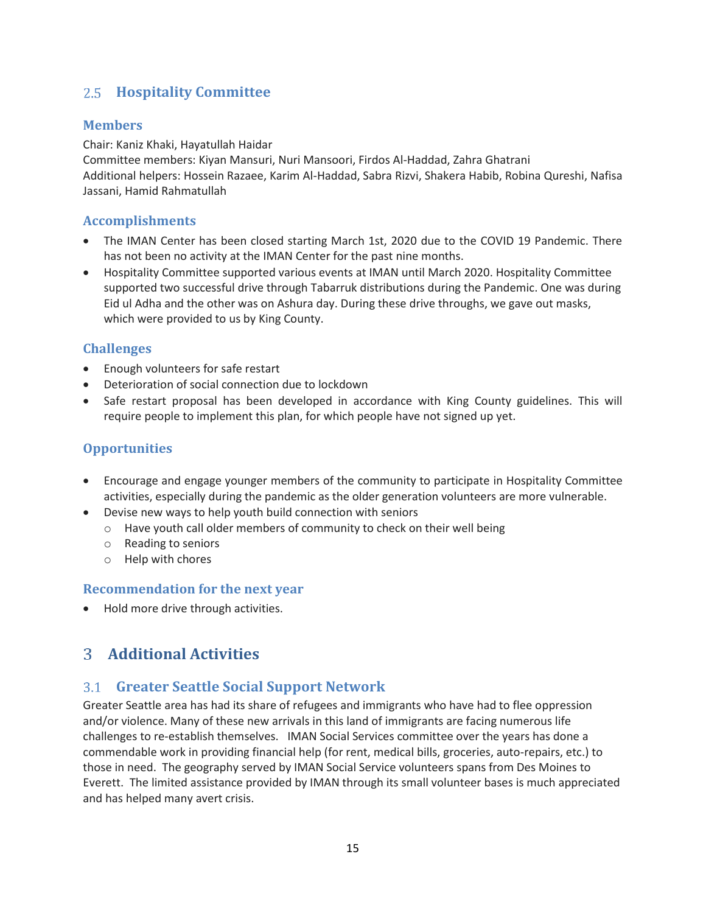## 2.5 Hospitality Committee

### Members

Chair: Kaniz Khaki, Hayatullah Haidar
Committee members: Kiyan Mansuri, Nuri Mansoori, Firdos Al-Haddad, Zahra Ghatrani
Additional helpers: Hossein Razaee, Karim Al-Haddad, Sabra Rizvi, Shakera Habib, Robina Qureshi, Nafisa Jassani, Hamid Rahmatullah

### Accomplishments

- The IMAN Center has been closed starting March 1st, 2020 due to the COVID 19 Pandemic. There has not been no activity at the IMAN Center for the past nine months.
- Hospitality Committee supported various events at IMAN until March 2020. Hospitality Committee supported two successful drive through Tabarruk distributions during the Pandemic. One was during Eid ul Adha and the other was on Ashura day. During these drive throughs, we gave out masks, which were provided to us by King County.

### Challenges

- Enough volunteers for safe restart
- Deterioration of social connection due to lockdown
- Safe restart proposal has been developed in accordance with King County guidelines. This will require people to implement this plan, for which people have not signed up yet.

### Opportunities

- Encourage and engage younger members of the community to participate in Hospitality Committee activities, especially during the pandemic as the older generation volunteers are more vulnerable.
- Devise new ways to help youth build connection with seniors
  - Have youth call older members of community to check on their well being
  - Reading to seniors
  - Help with chores

### Recommendation for the next year

- Hold more drive through activities.

# 3 Additional Activities

## 3.1 Greater Seattle Social Support Network

Greater Seattle area has had its share of refugees and immigrants who have had to flee oppression and/or violence. Many of these new arrivals in this land of immigrants are facing numerous life challenges to re-establish themselves. IMAN Social Services committee over the years has done a commendable work in providing financial help (for rent, medical bills, groceries, auto-repairs, etc.) to those in need. The geography served by IMAN Social Service volunteers spans from Des Moines to Everett. The limited assistance provided by IMAN through its small volunteer bases is much appreciated and has helped many avert crisis.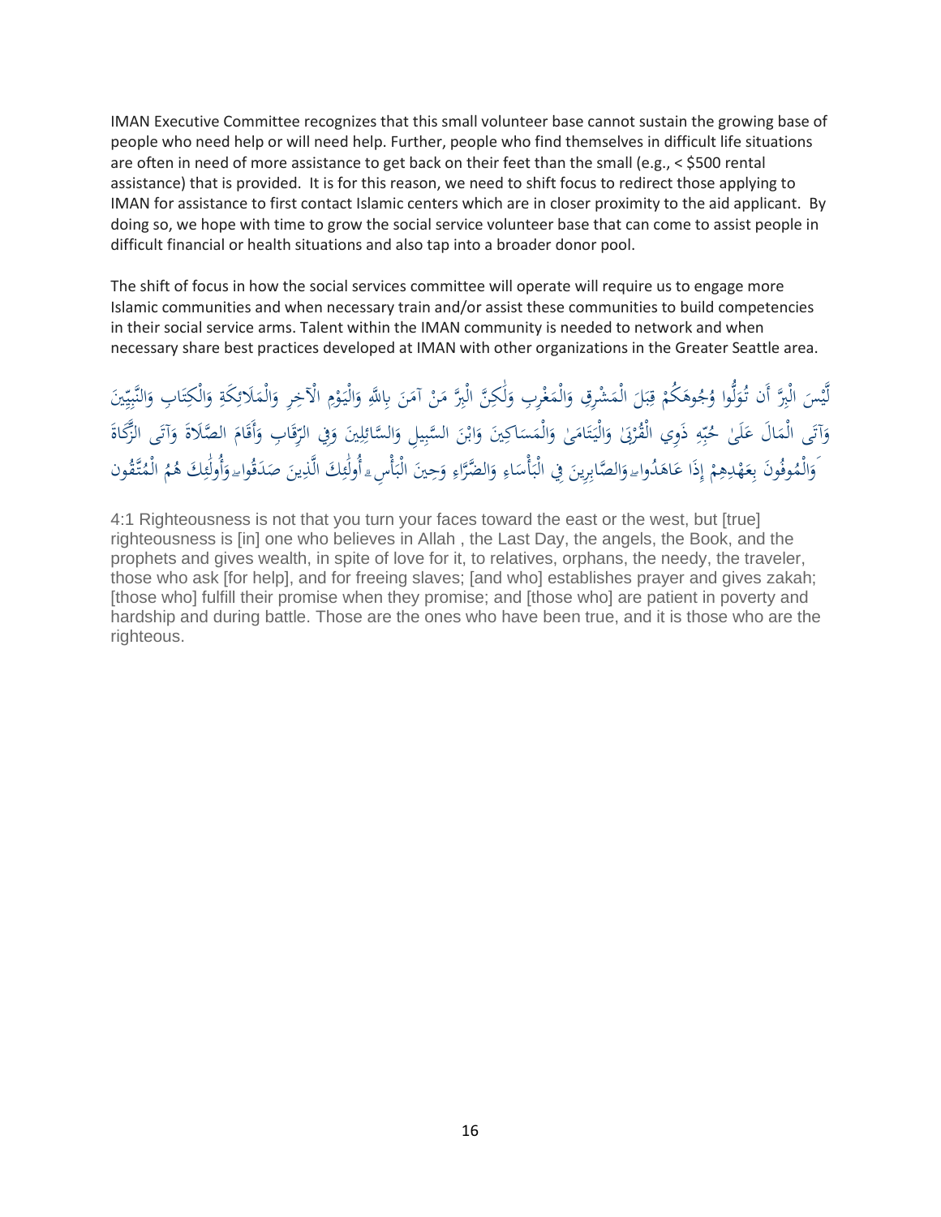IMAN Executive Committee recognizes that this small volunteer base cannot sustain the growing base of people who need help or will need help. Further, people who find themselves in difficult life situations are often in need of more assistance to get back on their feet than the small (e.g., < $500 rental assistance) that is provided. It is for this reason, we need to shift focus to redirect those applying to IMAN for assistance to first contact Islamic centers which are in closer proximity to the aid applicant. By doing so, we hope with time to grow the social service volunteer base that can come to assist people in difficult financial or health situations and also tap into a broader donor pool.

The shift of focus in how the social services committee will operate will require us to engage more Islamic communities and when necessary train and/or assist these communities to build competencies in their social service arms. Talent within the IMAN community is needed to network and when necessary share best practices developed at IMAN with other organizations in the Greater Seattle area.

لَّيْسَ الْبِرَّ أَن تُوَلُّوا وُجُوهَكُمْ قِبَلَ الْمَشْرِقِ وَالْمَغْرِبِ وَلَٰكِنَّ الْبِرَّ مَنْ آمَنَ بِاللَّهِ وَالْيَوْمِ الْآخِرِ وَالْمَلَائِكَةِ وَالْكِتَابِ وَالنَّبِيِّينَ وَآتَى الْمَالَ عَلَىٰ حُبِّهِ ذَوِي الْقُرْبَىٰ وَالْيَتَامَىٰ وَالْمَسَاكِينَ وَابْنَ السَّبِيلِ وَالسَّائِلِينَ وَفِي الرِّقَابِ وَأَقَامَ الصَّلَاةَ وَآتَى الزَّكَاةَ وَالْمُوفُونَ بِعَهْدِهِمْ إِذَا عَاهَدُوا ۖ وَالصَّابِرِينَ فِي الْبَأْسَاءِ وَالضَّرَّاءِ وَحِينَ الْبَأْسِ ۗ أُولَٰئِكَ الَّذِينَ صَدَقُوا ۖ وَأُولَٰئِكَ هُمُ الْمُتَّقُون

4:1 Righteousness is not that you turn your faces toward the east or the west, but [true] righteousness is [in] one who believes in Allah , the Last Day, the angels, the Book, and the prophets and gives wealth, in spite of love for it, to relatives, orphans, the needy, the traveler, those who ask [for help], and for freeing slaves; [and who] establishes prayer and gives zakah; [those who] fulfill their promise when they promise; and [those who] are patient in poverty and hardship and during battle. Those are the ones who have been true, and it is those who are the righteous.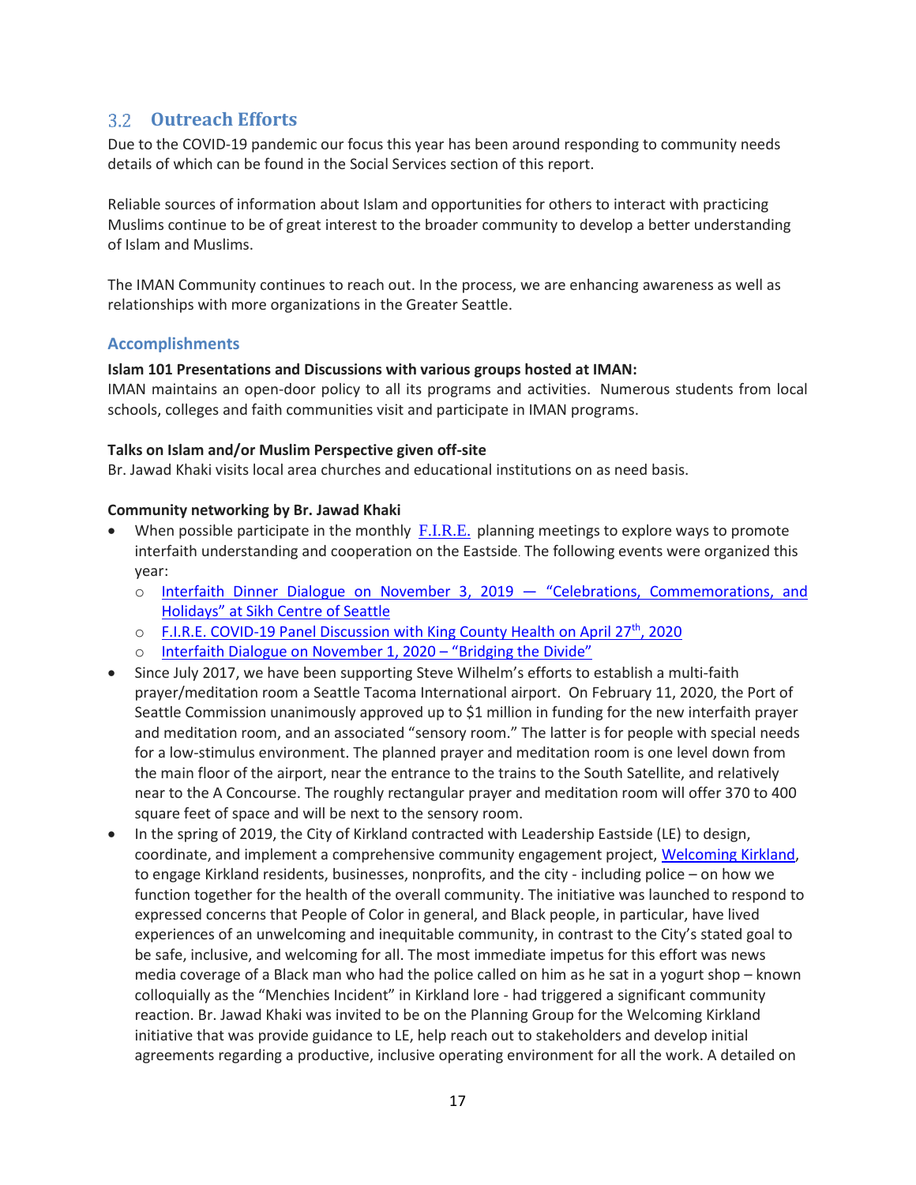## 3.2 Outreach Efforts

Due to the COVID-19 pandemic our focus this year has been around responding to community needs details of which can be found in the Social Services section of this report.

Reliable sources of information about Islam and opportunities for others to interact with practicing Muslims continue to be of great interest to the broader community to develop a better understanding of Islam and Muslims.

The IMAN Community continues to reach out. In the process, we are enhancing awareness as well as relationships with more organizations in the Greater Seattle.

### Accomplishments

**Islam 101 Presentations and Discussions with various groups hosted at IMAN:**
IMAN maintains an open-door policy to all its programs and activities. Numerous students from local schools, colleges and faith communities visit and participate in IMAN programs.

**Talks on Islam and/or Muslim Perspective given off-site**
Br. Jawad Khaki visits local area churches and educational institutions on as need basis.

**Community networking by Br. Jawad Khaki**

- When possible participate in the monthly F.I.R.E. planning meetings to explore ways to promote interfaith understanding and cooperation on the Eastside. The following events were organized this year:
  - Interfaith Dinner Dialogue on November 3, 2019 — "Celebrations, Commemorations, and Holidays" at Sikh Centre of Seattle
  - F.I.R.E. COVID-19 Panel Discussion with King County Health on April 27th, 2020
  - Interfaith Dialogue on November 1, 2020 – "Bridging the Divide"
- Since July 2017, we have been supporting Steve Wilhelm's efforts to establish a multi-faith prayer/meditation room a Seattle Tacoma International airport. On February 11, 2020, the Port of Seattle Commission unanimously approved up to $1 million in funding for the new interfaith prayer and meditation room, and an associated "sensory room." The latter is for people with special needs for a low-stimulus environment. The planned prayer and meditation room is one level down from the main floor of the airport, near the entrance to the trains to the South Satellite, and relatively near to the A Concourse. The roughly rectangular prayer and meditation room will offer 370 to 400 square feet of space and will be next to the sensory room.
- In the spring of 2019, the City of Kirkland contracted with Leadership Eastside (LE) to design, coordinate, and implement a comprehensive community engagement project, Welcoming Kirkland, to engage Kirkland residents, businesses, nonprofits, and the city - including police – on how we function together for the health of the overall community. The initiative was launched to respond to expressed concerns that People of Color in general, and Black people, in particular, have lived experiences of an unwelcoming and inequitable community, in contrast to the City's stated goal to be safe, inclusive, and welcoming for all. The most immediate impetus for this effort was news media coverage of a Black man who had the police called on him as he sat in a yogurt shop – known colloquially as the "Menchies Incident" in Kirkland lore - had triggered a significant community reaction. Br. Jawad Khaki was invited to be on the Planning Group for the Welcoming Kirkland initiative that was provide guidance to LE, help reach out to stakeholders and develop initial agreements regarding a productive, inclusive operating environment for all the work. A detailed on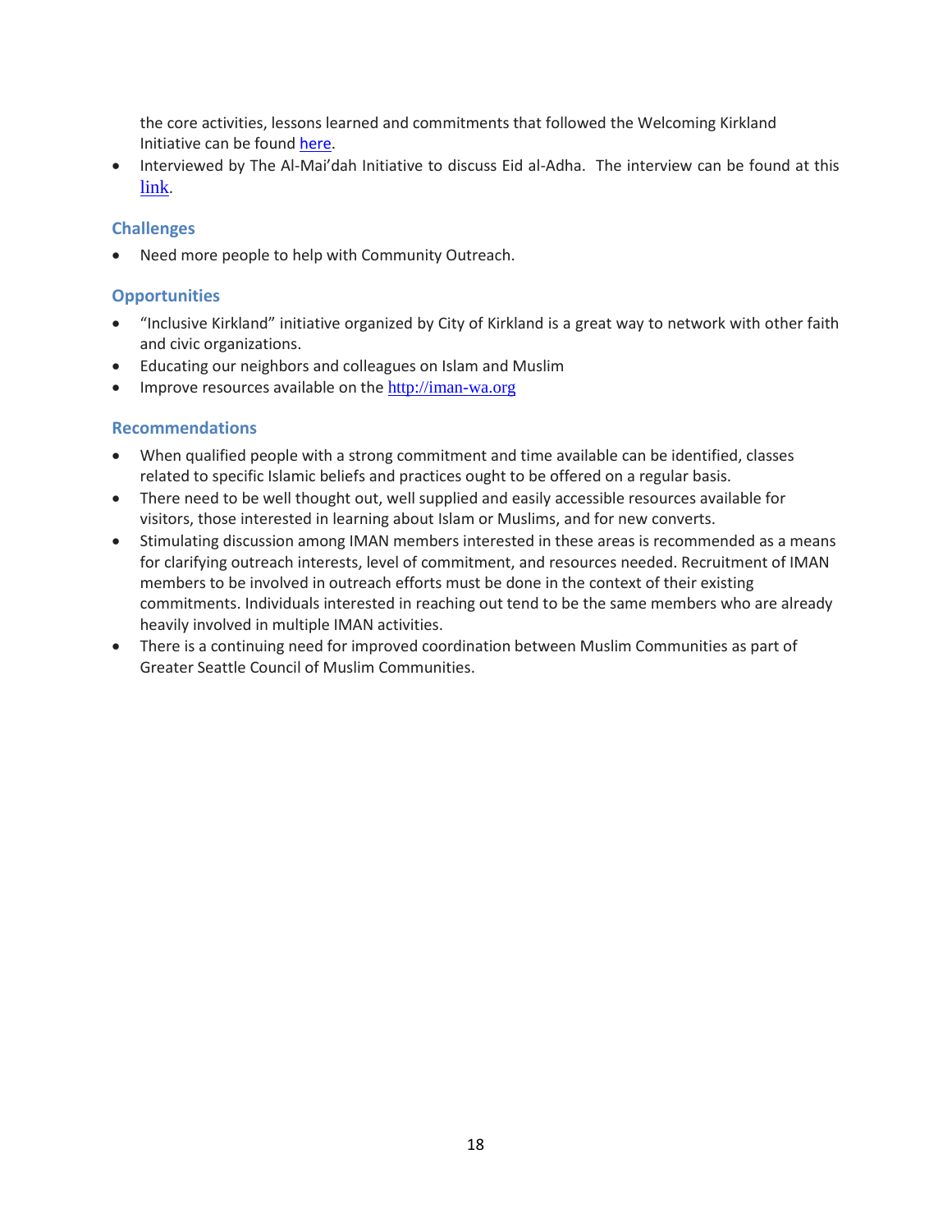the core activities, lessons learned and commitments that followed the Welcoming Kirkland Initiative can be found here.

- Interviewed by The Al-Mai'dah Initiative to discuss Eid al-Adha. The interview can be found at this link.

### Challenges

- Need more people to help with Community Outreach.

### Opportunities

- "Inclusive Kirkland" initiative organized by City of Kirkland is a great way to network with other faith and civic organizations.
- Educating our neighbors and colleagues on Islam and Muslim
- Improve resources available on the http://iman-wa.org

### Recommendations

- When qualified people with a strong commitment and time available can be identified, classes related to specific Islamic beliefs and practices ought to be offered on a regular basis.
- There need to be well thought out, well supplied and easily accessible resources available for visitors, those interested in learning about Islam or Muslims, and for new converts.
- Stimulating discussion among IMAN members interested in these areas is recommended as a means for clarifying outreach interests, level of commitment, and resources needed. Recruitment of IMAN members to be involved in outreach efforts must be done in the context of their existing commitments. Individuals interested in reaching out tend to be the same members who are already heavily involved in multiple IMAN activities.
- There is a continuing need for improved coordination between Muslim Communities as part of Greater Seattle Council of Muslim Communities.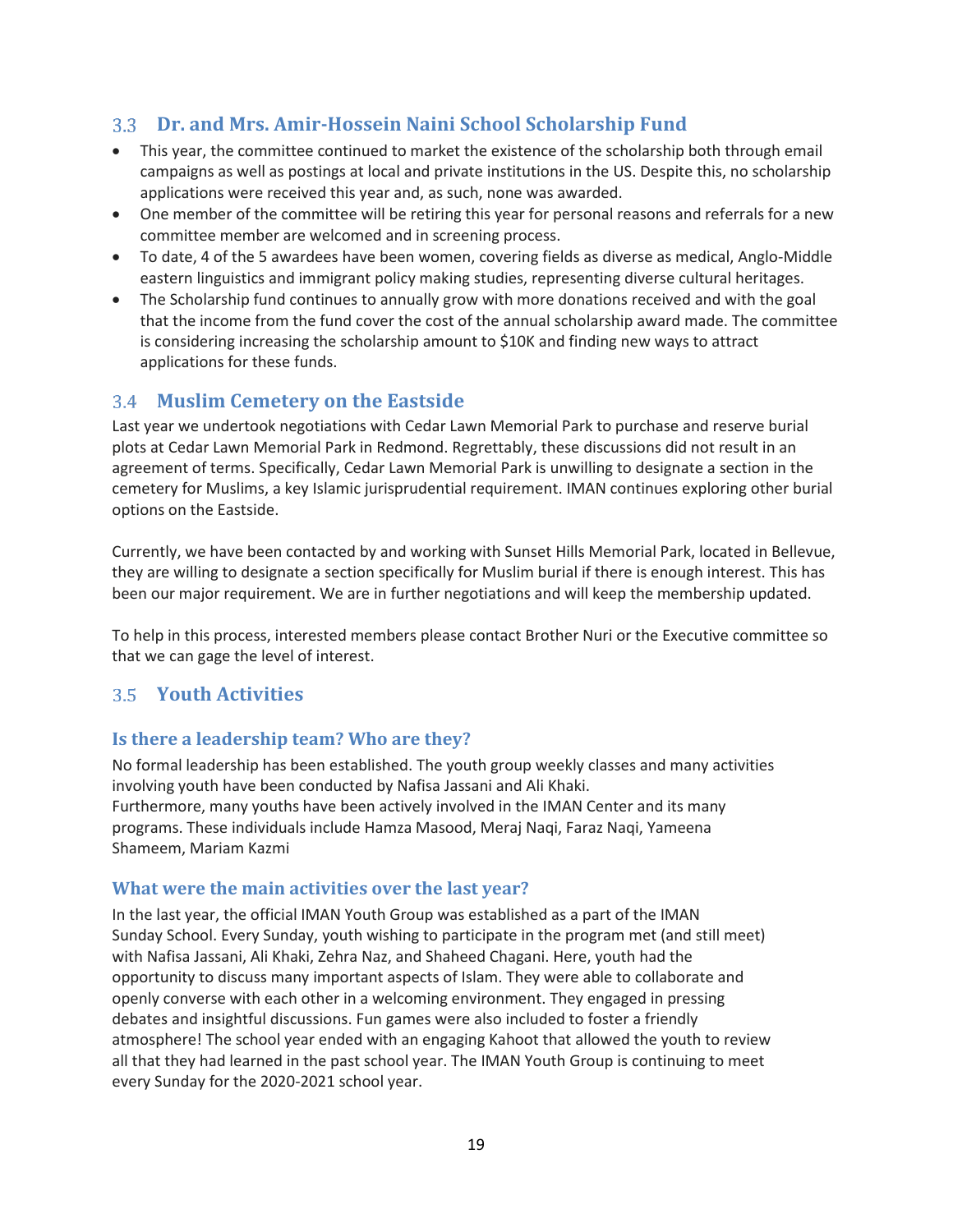## 3.3 Dr. and Mrs. Amir-Hossein Naini School Scholarship Fund

- This year, the committee continued to market the existence of the scholarship both through email campaigns as well as postings at local and private institutions in the US. Despite this, no scholarship applications were received this year and, as such, none was awarded.
- One member of the committee will be retiring this year for personal reasons and referrals for a new committee member are welcomed and in screening process.
- To date, 4 of the 5 awardees have been women, covering fields as diverse as medical, Anglo-Middle eastern linguistics and immigrant policy making studies, representing diverse cultural heritages.
- The Scholarship fund continues to annually grow with more donations received and with the goal that the income from the fund cover the cost of the annual scholarship award made. The committee is considering increasing the scholarship amount to $10K and finding new ways to attract applications for these funds.

## 3.4 Muslim Cemetery on the Eastside

Last year we undertook negotiations with Cedar Lawn Memorial Park to purchase and reserve burial plots at Cedar Lawn Memorial Park in Redmond. Regrettably, these discussions did not result in an agreement of terms. Specifically, Cedar Lawn Memorial Park is unwilling to designate a section in the cemetery for Muslims, a key Islamic jurisprudential requirement. IMAN continues exploring other burial options on the Eastside.

Currently, we have been contacted by and working with Sunset Hills Memorial Park, located in Bellevue, they are willing to designate a section specifically for Muslim burial if there is enough interest. This has been our major requirement. We are in further negotiations and will keep the membership updated.

To help in this process, interested members please contact Brother Nuri or the Executive committee so that we can gage the level of interest.

## 3.5 Youth Activities

### Is there a leadership team? Who are they?

No formal leadership has been established. The youth group weekly classes and many activities involving youth have been conducted by Nafisa Jassani and Ali Khaki.
Furthermore, many youths have been actively involved in the IMAN Center and its many programs. These individuals include Hamza Masood, Meraj Naqi, Faraz Naqi, Yameena Shameem, Mariam Kazmi

### What were the main activities over the last year?

In the last year, the official IMAN Youth Group was established as a part of the IMAN Sunday School. Every Sunday, youth wishing to participate in the program met (and still meet) with Nafisa Jassani, Ali Khaki, Zehra Naz, and Shaheed Chagani. Here, youth had the opportunity to discuss many important aspects of Islam. They were able to collaborate and openly converse with each other in a welcoming environment. They engaged in pressing debates and insightful discussions. Fun games were also included to foster a friendly atmosphere! The school year ended with an engaging Kahoot that allowed the youth to review all that they had learned in the past school year. The IMAN Youth Group is continuing to meet every Sunday for the 2020-2021 school year.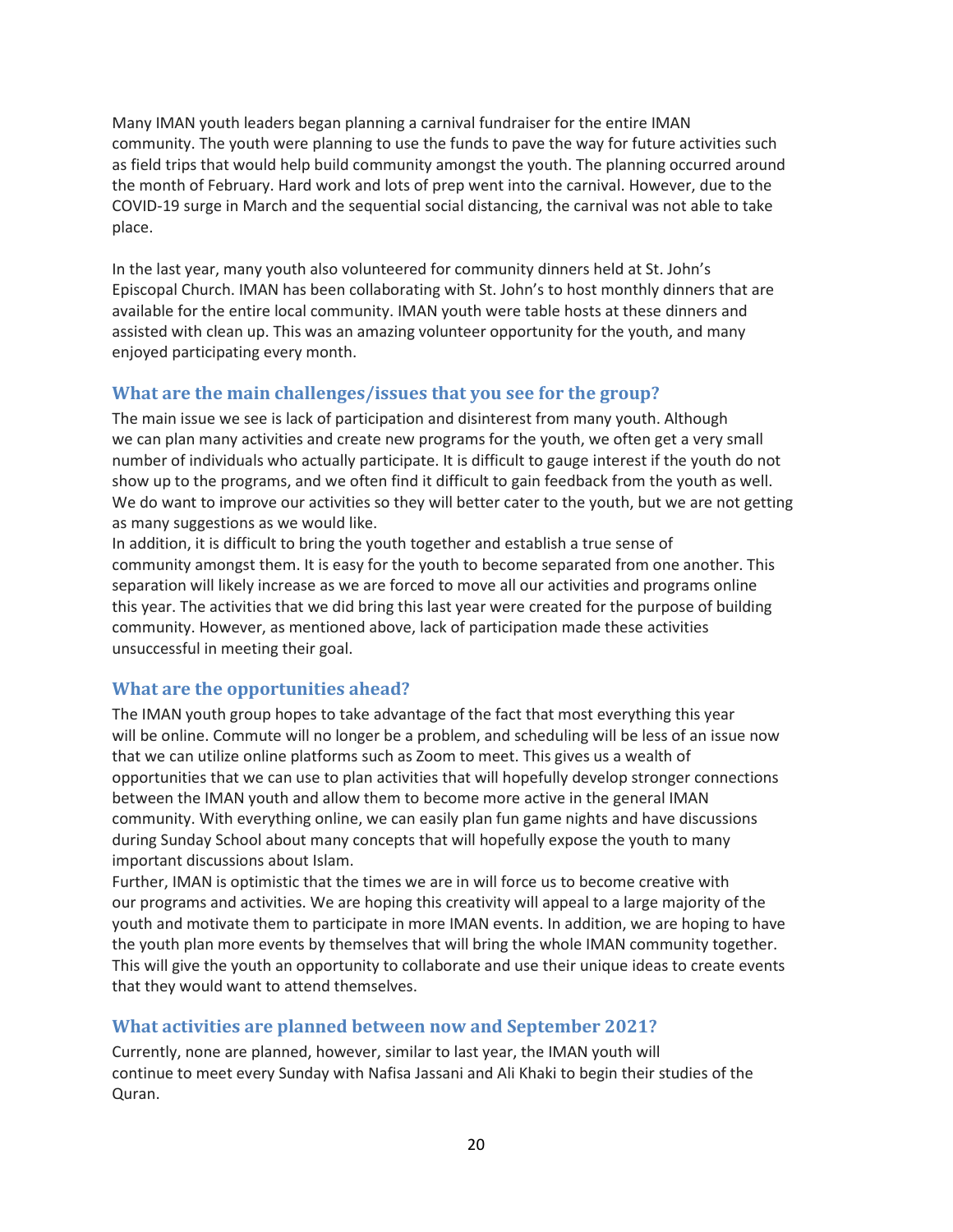Many IMAN youth leaders began planning a carnival fundraiser for the entire IMAN community. The youth were planning to use the funds to pave the way for future activities such as field trips that would help build community amongst the youth. The planning occurred around the month of February. Hard work and lots of prep went into the carnival. However, due to the COVID-19 surge in March and the sequential social distancing, the carnival was not able to take place.

In the last year, many youth also volunteered for community dinners held at St. John's Episcopal Church. IMAN has been collaborating with St. John's to host monthly dinners that are available for the entire local community. IMAN youth were table hosts at these dinners and assisted with clean up. This was an amazing volunteer opportunity for the youth, and many enjoyed participating every month.

## What are the main challenges/issues that you see for the group?

The main issue we see is lack of participation and disinterest from many youth. Although we can plan many activities and create new programs for the youth, we often get a very small number of individuals who actually participate. It is difficult to gauge interest if the youth do not show up to the programs, and we often find it difficult to gain feedback from the youth as well. We do want to improve our activities so they will better cater to the youth, but we are not getting as many suggestions as we would like.

In addition, it is difficult to bring the youth together and establish a true sense of community amongst them. It is easy for the youth to become separated from one another. This separation will likely increase as we are forced to move all our activities and programs online this year. The activities that we did bring this last year were created for the purpose of building community. However, as mentioned above, lack of participation made these activities unsuccessful in meeting their goal.

## What are the opportunities ahead?

The IMAN youth group hopes to take advantage of the fact that most everything this year will be online. Commute will no longer be a problem, and scheduling will be less of an issue now that we can utilize online platforms such as Zoom to meet. This gives us a wealth of opportunities that we can use to plan activities that will hopefully develop stronger connections between the IMAN youth and allow them to become more active in the general IMAN community. With everything online, we can easily plan fun game nights and have discussions during Sunday School about many concepts that will hopefully expose the youth to many important discussions about Islam.

Further, IMAN is optimistic that the times we are in will force us to become creative with our programs and activities. We are hoping this creativity will appeal to a large majority of the youth and motivate them to participate in more IMAN events. In addition, we are hoping to have the youth plan more events by themselves that will bring the whole IMAN community together. This will give the youth an opportunity to collaborate and use their unique ideas to create events that they would want to attend themselves.

## What activities are planned between now and September 2021?

Currently, none are planned, however, similar to last year, the IMAN youth will continue to meet every Sunday with Nafisa Jassani and Ali Khaki to begin their studies of the Quran.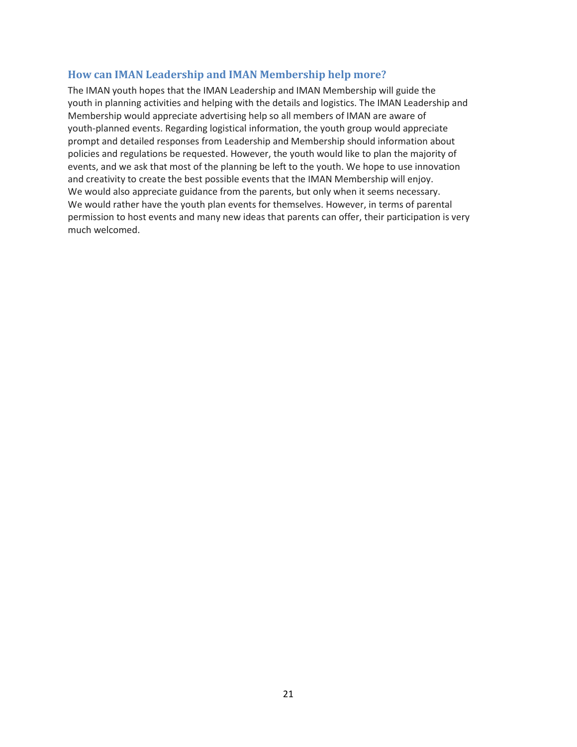## How can IMAN Leadership and IMAN Membership help more?

The IMAN youth hopes that the IMAN Leadership and IMAN Membership will guide the youth in planning activities and helping with the details and logistics. The IMAN Leadership and Membership would appreciate advertising help so all members of IMAN are aware of youth-planned events. Regarding logistical information, the youth group would appreciate prompt and detailed responses from Leadership and Membership should information about policies and regulations be requested. However, the youth would like to plan the majority of events, and we ask that most of the planning be left to the youth. We hope to use innovation and creativity to create the best possible events that the IMAN Membership will enjoy. We would also appreciate guidance from the parents, but only when it seems necessary. We would rather have the youth plan events for themselves. However, in terms of parental permission to host events and many new ideas that parents can offer, their participation is very much welcomed.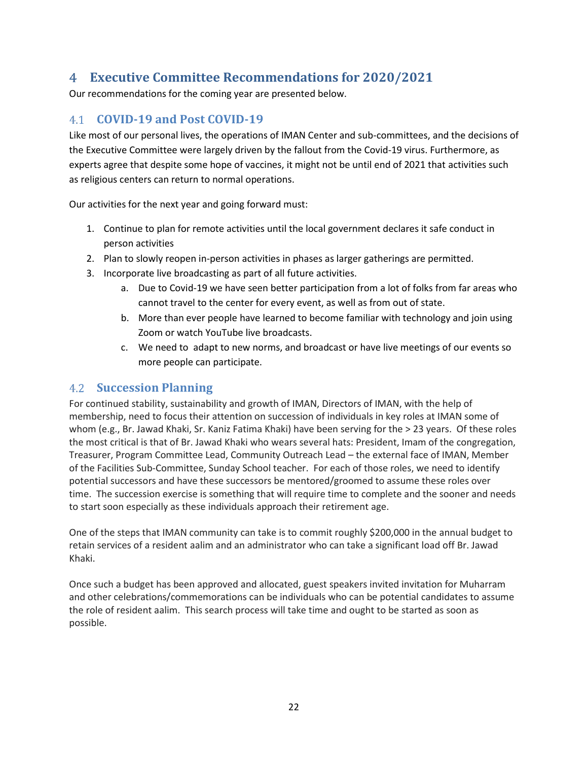# 4 Executive Committee Recommendations for 2020/2021

Our recommendations for the coming year are presented below.

## 4.1 COVID-19 and Post COVID-19

Like most of our personal lives, the operations of IMAN Center and sub-committees, and the decisions of the Executive Committee were largely driven by the fallout from the Covid-19 virus. Furthermore, as experts agree that despite some hope of vaccines, it might not be until end of 2021 that activities such as religious centers can return to normal operations.

Our activities for the next year and going forward must:

1. Continue to plan for remote activities until the local government declares it safe conduct in person activities
2. Plan to slowly reopen in-person activities in phases as larger gatherings are permitted.
3. Incorporate live broadcasting as part of all future activities.
    a. Due to Covid-19 we have seen better participation from a lot of folks from far areas who cannot travel to the center for every event, as well as from out of state.
    b. More than ever people have learned to become familiar with technology and join using Zoom or watch YouTube live broadcasts.
    c. We need to adapt to new norms, and broadcast or have live meetings of our events so more people can participate.

## 4.2 Succession Planning

For continued stability, sustainability and growth of IMAN, Directors of IMAN, with the help of membership, need to focus their attention on succession of individuals in key roles at IMAN some of whom (e.g., Br. Jawad Khaki, Sr. Kaniz Fatima Khaki) have been serving for the > 23 years. Of these roles the most critical is that of Br. Jawad Khaki who wears several hats: President, Imam of the congregation, Treasurer, Program Committee Lead, Community Outreach Lead – the external face of IMAN, Member of the Facilities Sub-Committee, Sunday School teacher. For each of those roles, we need to identify potential successors and have these successors be mentored/groomed to assume these roles over time. The succession exercise is something that will require time to complete and the sooner and needs to start soon especially as these individuals approach their retirement age.

One of the steps that IMAN community can take is to commit roughly $200,000 in the annual budget to retain services of a resident aalim and an administrator who can take a significant load off Br. Jawad Khaki.

Once such a budget has been approved and allocated, guest speakers invited invitation for Muharram and other celebrations/commemorations can be individuals who can be potential candidates to assume the role of resident aalim. This search process will take time and ought to be started as soon as possible.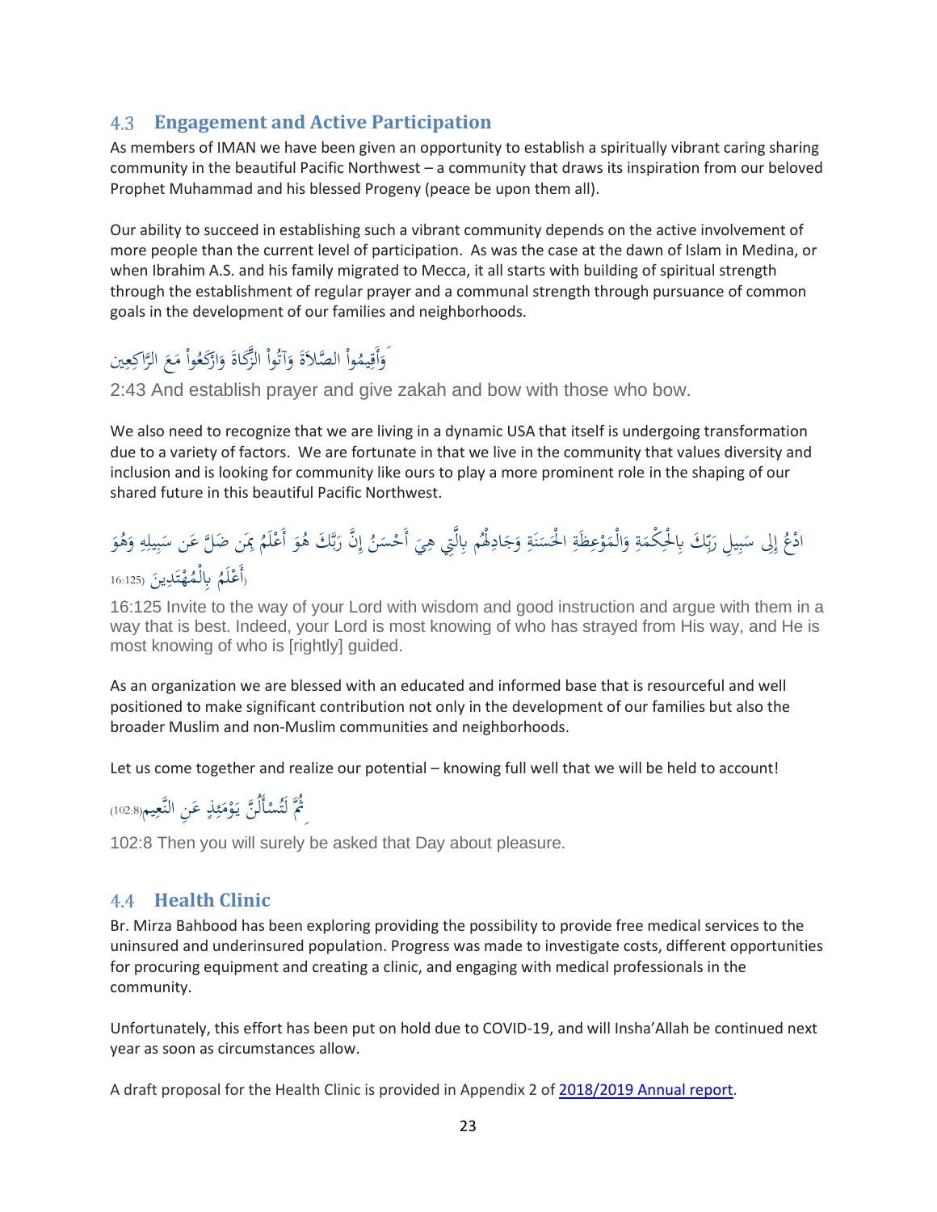## 4.3 Engagement and Active Participation

As members of IMAN we have been given an opportunity to establish a spiritually vibrant caring sharing community in the beautiful Pacific Northwest – a community that draws its inspiration from our beloved Prophet Muhammad and his blessed Progeny (peace be upon them all).

Our ability to succeed in establishing such a vibrant community depends on the active involvement of more people than the current level of participation. As was the case at the dawn of Islam in Medina, or when Ibrahim A.S. and his family migrated to Mecca, it all starts with building of spiritual strength through the establishment of regular prayer and a communal strength through pursuance of common goals in the development of our families and neighborhoods.

وَأَقِيمُواْ الصَّلاَةَ وَآتُواْ الزَّكَاةَ وَارْكَعُواْ مَعَ الرَّاكِعِين

2:43 And establish prayer and give zakah and bow with those who bow.

We also need to recognize that we are living in a dynamic USA that itself is undergoing transformation due to a variety of factors. We are fortunate in that we live in the community that values diversity and inclusion and is looking for community like ours to play a more prominent role in the shaping of our shared future in this beautiful Pacific Northwest.

ادْعُ إِلَى سَبِيلِ رَبِّكَ بِالْحِكْمَةِ وَالْمَوْعِظَةِ الْحَسَنَةِ وَجَادِلْهُم بِالَّتِي هِيَ أَحْسَنُ إِنَّ رَبَّكَ هُوَ أَعْلَمُ بِمَن ضَلَّ عَن سَبِيلِهِ وَهُوَ أَعْلَمُ بِالْمُهْتَدِينَ (16:125)

16:125 Invite to the way of your Lord with wisdom and good instruction and argue with them in a way that is best. Indeed, your Lord is most knowing of who has strayed from His way, and He is most knowing of who is [rightly] guided.

As an organization we are blessed with an educated and informed base that is resourceful and well positioned to make significant contribution not only in the development of our families but also the broader Muslim and non-Muslim communities and neighborhoods.

Let us come together and realize our potential – knowing full well that we will be held to account!

ثُمَّ لَتُسْأَلُنَّ يَوْمَئِذٍ عَنِ النَّعِيم(102:8)

102:8 Then you will surely be asked that Day about pleasure.

## 4.4 Health Clinic

Br. Mirza Bahbood has been exploring providing the possibility to provide free medical services to the uninsured and underinsured population. Progress was made to investigate costs, different opportunities for procuring equipment and creating a clinic, and engaging with medical professionals in the community.

Unfortunately, this effort has been put on hold due to COVID-19, and will Insha'Allah be continued next year as soon as circumstances allow.

A draft proposal for the Health Clinic is provided in Appendix 2 of 2018/2019 Annual report.